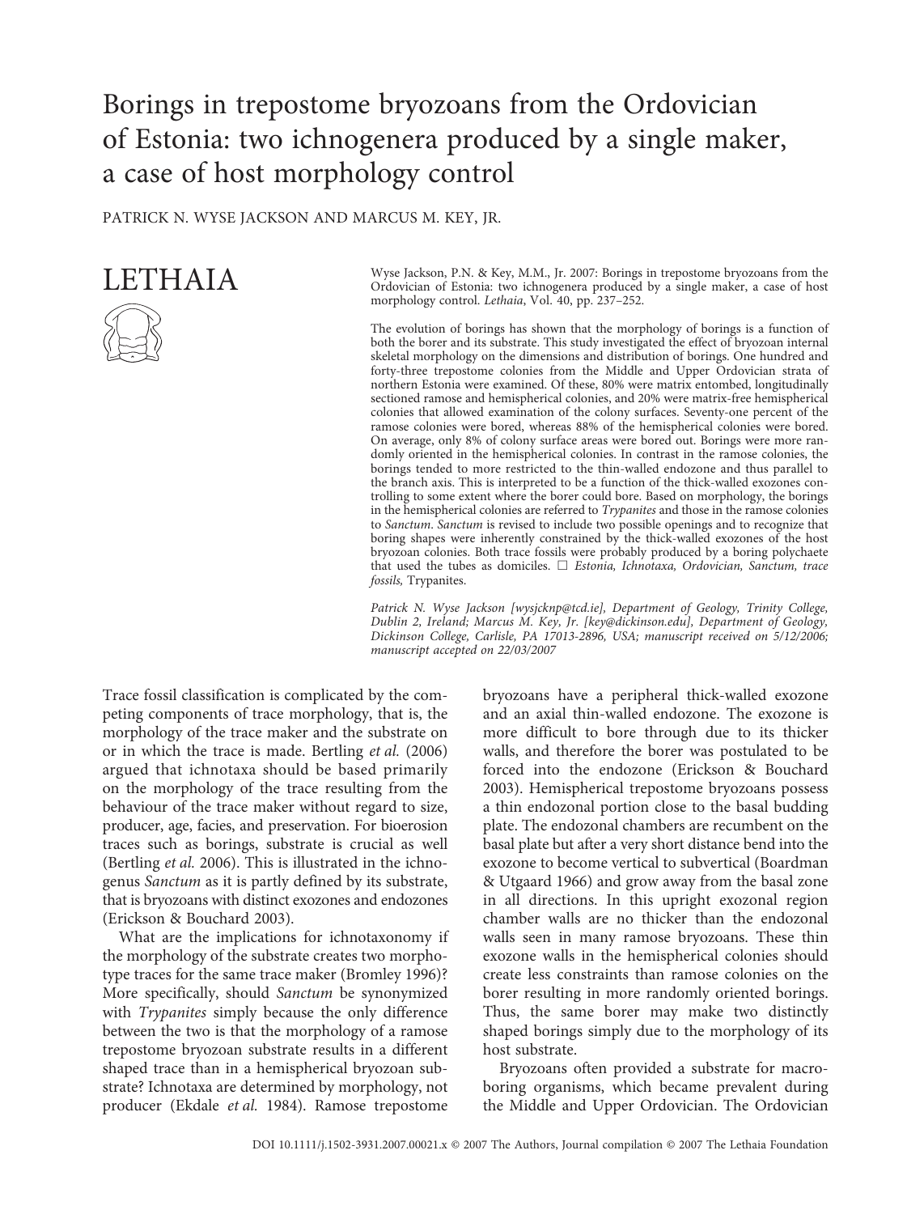# Borings in trepostome bryozoans from the Ordovician of Estonia: two ichnogenera produced by a single maker, a case of host morphology control

PATRICK N. WYSE JACKSON AND MARCUS M. KEY, JR.

LETHAIA

Wyse Jackson, P.N. & Key, M.M., Jr. 2007: Borings in trepostome bryozoans from the Ordovician of Estonia: two ichnogenera produced by a single maker, a case of host morphology control. *Lethaia*, Vol. 40, pp. 237–252.

The evolution of borings has shown that the morphology of borings is a function of both the borer and its substrate. This study investigated the effect of bryozoan internal skeletal morphology on the dimensions and distribution of borings. One hundred and forty-three trepostome colonies from the Middle and Upper Ordovician strata of northern Estonia were examined. Of these, 80% were matrix entombed, longitudinally sectioned ramose and hemispherical colonies, and 20% were matrix-free hemispherical colonies that allowed examination of the colony surfaces. Seventy-one percent of the ramose colonies were bored, whereas 88% of the hemispherical colonies were bored. On average, only 8% of colony surface areas were bored out. Borings were more randomly oriented in the hemispherical colonies. In contrast in the ramose colonies, the borings tended to more restricted to the thin-walled endozone and thus parallel to the branch axis. This is interpreted to be a function of the thick-walled exozones controlling to some extent where the borer could bore. Based on morphology, the borings in the hemispherical colonies are referred to *Trypanites* and those in the ramose colonies to *Sanctum*. *Sanctum* is revised to include two possible openings and to recognize that boring shapes were inherently constrained by the thick-walled exozones of the host bryozoan colonies. Both trace fossils were probably produced by a boring polychaete that used the tubes as domiciles. □ *Estonia, Ichnotaxa, Ordovician, Sanctum, trace fossils,* Trypanites.

*Patrick N. Wyse Jackson [wysjcknp@tcd.ie], Department of Geology, Trinity College, Dublin 2, Ireland; Marcus M. Key, Jr. [key@dickinson.edu], Department of Geology, Dickinson College, Carlisle, PA 17013-2896, USA; manuscript received on 5/12/2006; manuscript accepted on 22/03/2007*

Trace fossil classification is complicated by the competing components of trace morphology, that is, the morphology of the trace maker and the substrate on or in which the trace is made. Bertling *et al.* (2006) argued that ichnotaxa should be based primarily on the morphology of the trace resulting from the behaviour of the trace maker without regard to size, producer, age, facies, and preservation. For bioerosion traces such as borings, substrate is crucial as well (Bertling *et al.* 2006). This is illustrated in the ichnogenus *Sanctum* as it is partly defined by its substrate, that is bryozoans with distinct exozones and endozones (Erickson & Bouchard 2003).

What are the implications for ichnotaxonomy if the morphology of the substrate creates two morphotype traces for the same trace maker (Bromley 1996)? More specifically, should *Sanctum* be synonymized with *Trypanites* simply because the only difference between the two is that the morphology of a ramose trepostome bryozoan substrate results in a different shaped trace than in a hemispherical bryozoan substrate? Ichnotaxa are determined by morphology, not producer (Ekdale *et al.* 1984). Ramose trepostome bryozoans have a peripheral thick-walled exozone and an axial thin-walled endozone. The exozone is more difficult to bore through due to its thicker walls, and therefore the borer was postulated to be forced into the endozone (Erickson & Bouchard 2003). Hemispherical trepostome bryozoans possess a thin endozonal portion close to the basal budding plate. The endozonal chambers are recumbent on the basal plate but after a very short distance bend into the exozone to become vertical to subvertical (Boardman & Utgaard 1966) and grow away from the basal zone in all directions. In this upright exozonal region chamber walls are no thicker than the endozonal walls seen in many ramose bryozoans. These thin exozone walls in the hemispherical colonies should create less constraints than ramose colonies on the borer resulting in more randomly oriented borings. Thus, the same borer may make two distinctly shaped borings simply due to the morphology of its host substrate.

Bryozoans often provided a substrate for macroboring organisms, which became prevalent during the Middle and Upper Ordovician. The Ordovician

DOI 10.1111/j.1502-3931.2007.00021.x © 2007 The Authors, Journal compilation © 2007 The Lethaia Foundation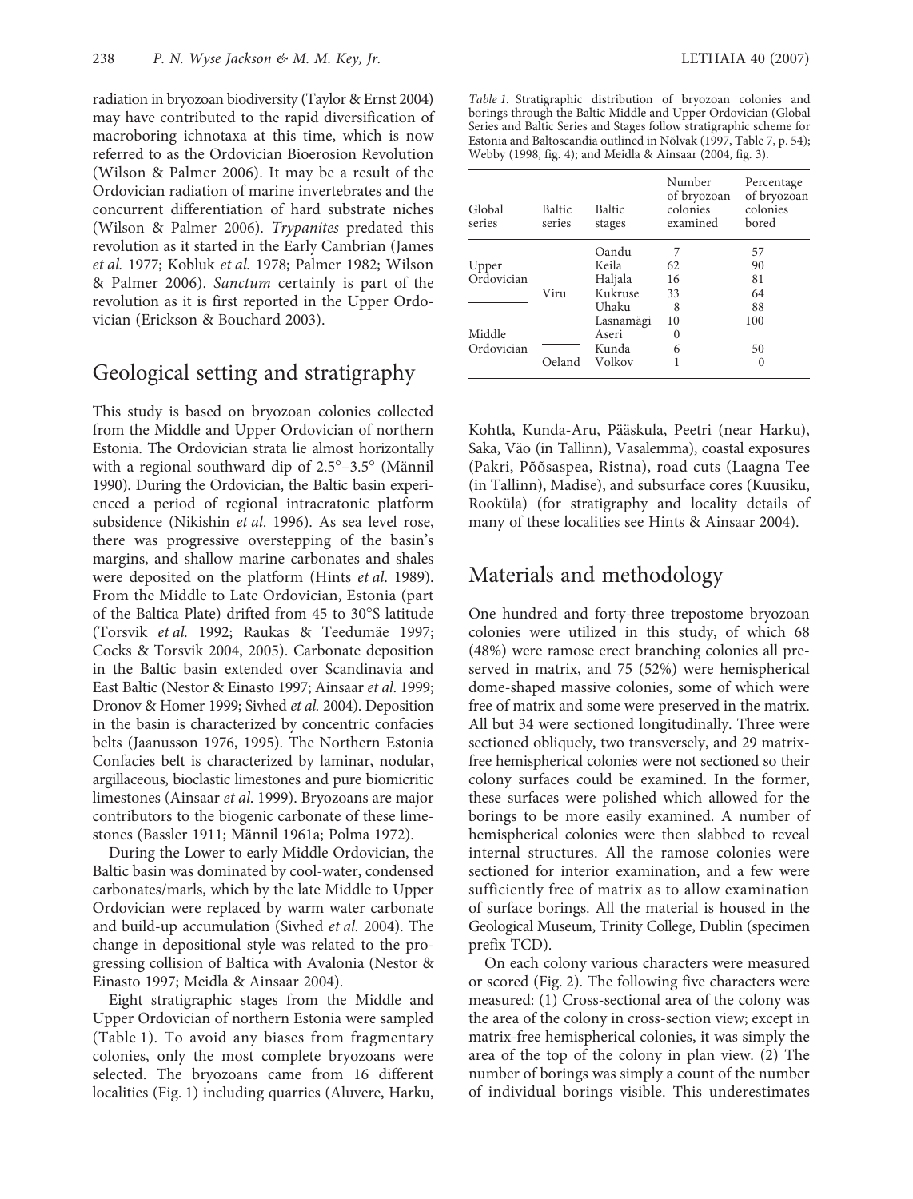radiation in bryozoan biodiversity (Taylor & Ernst 2004) may have contributed to the rapid diversification of macroboring ichnotaxa at this time, which is now referred to as the Ordovician Bioerosion Revolution (Wilson & Palmer 2006). It may be a result of the Ordovician radiation of marine invertebrates and the concurrent differentiation of hard substrate niches (Wilson & Palmer 2006). *Trypanites* predated this revolution as it started in the Early Cambrian (James *et al.* 1977; Kobluk *et al.* 1978; Palmer 1982; Wilson & Palmer 2006). *Sanctum* certainly is part of the revolution as it is first reported in the Upper Ordovician (Erickson & Bouchard 2003).

## Geological setting and stratigraphy

This study is based on bryozoan colonies collected from the Middle and Upper Ordovician of northern Estonia. The Ordovician strata lie almost horizontally with a regional southward dip of 2.5°–3.5° (Männil 1990). During the Ordovician, the Baltic basin experienced a period of regional intracratonic platform subsidence (Nikishin *et al.* 1996). As sea level rose, there was progressive overstepping of the basin's margins, and shallow marine carbonates and shales were deposited on the platform (Hints *et al.* 1989). From the Middle to Late Ordovician, Estonia (part of the Baltica Plate) drifted from 45 to 30°S latitude (Torsvik *et al.* 1992; Raukas & Teedumäe 1997; Cocks & Torsvik 2004, 2005). Carbonate deposition in the Baltic basin extended over Scandinavia and East Baltic (Nestor & Einasto 1997; Ainsaar *et al.* 1999; Dronov & Homer 1999; Sivhed *et al.* 2004). Deposition in the basin is characterized by concentric confacies belts (Jaanusson 1976, 1995). The Northern Estonia Confacies belt is characterized by laminar, nodular, argillaceous, bioclastic limestones and pure biomicritic limestones (Ainsaar *et al.* 1999). Bryozoans are major contributors to the biogenic carbonate of these limestones (Bassler 1911; Männil 1961a; Polma 1972).

During the Lower to early Middle Ordovician, the Baltic basin was dominated by cool-water, condensed carbonates/marls, which by the late Middle to Upper Ordovician were replaced by warm water carbonate and build-up accumulation (Sivhed *et al.* 2004). The change in depositional style was related to the progressing collision of Baltica with Avalonia (Nestor & Einasto 1997; Meidla & Ainsaar 2004).

Eight stratigraphic stages from the Middle and Upper Ordovician of northern Estonia were sampled (Table 1). To avoid any biases from fragmentary colonies, only the most complete bryozoans were selected. The bryozoans came from 16 different localities (Fig. 1) including quarries (Aluvere, Harku, Kohtla, Kunda-Aru, Pääskula, Peetri (near Harku), Saka, Väo (in Tallinn), Vasalemma), coastal exposures (Pakri, Põõsaspea, Ristna), road cuts (Laagna Tee (in Tallinn), Madise), and subsurface cores (Kuusiku, Rooküla) (for stratigraphy and locality details of many of these localities see Hints & Ainsaar 2004).

*Table 1.* Stratigraphic distribution of bryozoan colonies and borings through the Baltic Middle and Upper Ordovician (Global Series and Baltic Series and Stages follow stratigraphic scheme for Estonia and Baltoscandia outlined in Nõlvak (1997, Table 7, p. 54); Webby (1998, fig. 4); and Meidla & Ainsaar (2004, fig. 3).

| Global series | Baltic series | Baltic stages | Number of bryozoan colonies examined | Percentage of bryozoan colonies bored |
|---|---|---|---|---|
| Upper Ordovician | Viru | Oandu | 7 | 57 |
| | | Keila | 62 | 90 |
| | | Haljala | 16 | 81 |
| | | Kukruse | 33 | 64 |
| Middle Ordovician | | Uhaku | 8 | 88 |
| | | Lasnamägi | 10 | 100 |
| | | Aseri | 0 | |
| | Oeland | Kunda | 6 | 50 |
| | | Volkov | 1 | 0 |

## Materials and methodology

One hundred and forty-three trepostome bryozoan colonies were utilized in this study, of which 68 (48%) were ramose erect branching colonies all preserved in matrix, and 75 (52%) were hemispherical dome-shaped massive colonies, some of which were free of matrix and some were preserved in the matrix. All but 34 were sectioned longitudinally. Three were sectioned obliquely, two transversely, and 29 matrix-free hemispherical colonies were not sectioned so their colony surfaces could be examined. In the former, these surfaces were polished which allowed for the borings to be more easily examined. A number of hemispherical colonies were then slabbed to reveal internal structures. All the ramose colonies were sectioned for interior examination, and a few were sufficiently free of matrix as to allow examination of surface borings. All the material is housed in the Geological Museum, Trinity College, Dublin (specimen prefix TCD).

On each colony various characters were measured or scored (Fig. 2). The following five characters were measured: (1) Cross-sectional area of the colony was the area of the colony in cross-section view; except in matrix-free hemispherical colonies, it was simply the area of the top of the colony in plan view. (2) The number of borings was simply a count of the number of individual borings visible. This underestimates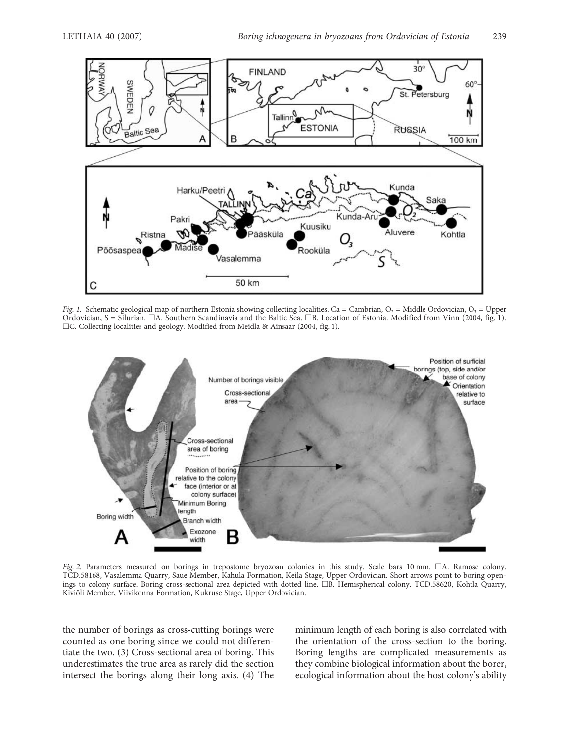*Fig. 1.* Schematic geological map of northern Estonia showing collecting localities. Ca = Cambrian, $O_2$ = Middle Ordovician, $O_3$ = Upper Ordovician, S = Silurian. □A. Southern Scandinavia and the Baltic Sea. □B. Location of Estonia. Modified from Vinn (2004, fig. 1). □C. Collecting localities and geology. Modified from Meidla & Ainsaar (2004, fig. 1).

*Fig. 2.* Parameters measured on borings in trepostome bryozoan colonies in this study. Scale bars 10 mm. □A. Ramose colony. TCD.58168, Vasalemma Quarry, Saue Member, Kahula Formation, Keila Stage, Upper Ordovician. Short arrows point to boring openings to colony surface. Boring cross-sectional area depicted with dotted line. □B. Hemispherical colony. TCD.58620, Kohtla Quarry, Kiviõli Member, Viivikonna Formation, Kukruse Stage, Upper Ordovician.

the number of borings as cross-cutting borings were counted as one boring since we could not differentiate the two. (3) Cross-sectional area of boring. This underestimates the true area as rarely did the section intersect the borings along their long axis. (4) The minimum length of each boring is also correlated with the orientation of the cross-section to the boring. Boring lengths are complicated measurements as they combine biological information about the borer, ecological information about the host colony's ability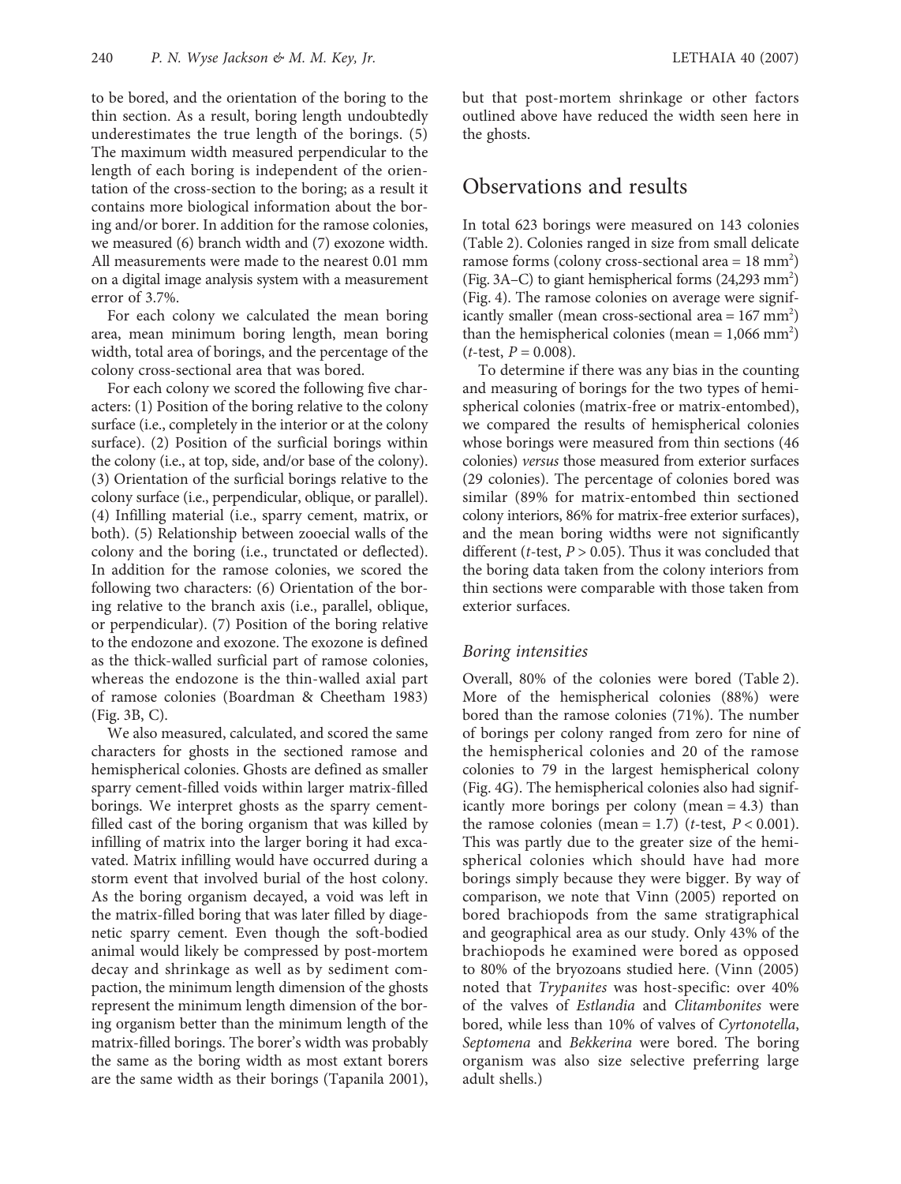to be bored, and the orientation of the boring to the thin section. As a result, boring length undoubtedly underestimates the true length of the borings. (5) The maximum width measured perpendicular to the length of each boring is independent of the orientation of the cross-section to the boring; as a result it contains more biological information about the boring and/or borer. In addition for the ramose colonies, we measured (6) branch width and (7) exozone width. All measurements were made to the nearest 0.01 mm on a digital image analysis system with a measurement error of 3.7%.

For each colony we calculated the mean boring area, mean minimum boring length, mean boring width, total area of borings, and the percentage of the colony cross-sectional area that was bored.

For each colony we scored the following five characters: (1) Position of the boring relative to the colony surface (i.e., completely in the interior or at the colony surface). (2) Position of the surficial borings within the colony (i.e., at top, side, and/or base of the colony). (3) Orientation of the surficial borings relative to the colony surface (i.e., perpendicular, oblique, or parallel). (4) Infilling material (i.e., sparry cement, matrix, or both). (5) Relationship between zooecial walls of the colony and the boring (i.e., trunctated or deflected). In addition for the ramose colonies, we scored the following two characters: (6) Orientation of the boring relative to the branch axis (i.e., parallel, oblique, or perpendicular). (7) Position of the boring relative to the endozone and exozone. The exozone is defined as the thick-walled surficial part of ramose colonies, whereas the endozone is the thin-walled axial part of ramose colonies (Boardman & Cheetham 1983) (Fig. 3B, C).

We also measured, calculated, and scored the same characters for ghosts in the sectioned ramose and hemispherical colonies. Ghosts are defined as smaller sparry cement-filled voids within larger matrix-filled borings. We interpret ghosts as the sparry cement-filled cast of the boring organism that was killed by infilling of matrix into the larger boring it had excavated. Matrix infilling would have occurred during a storm event that involved burial of the host colony. As the boring organism decayed, a void was left in the matrix-filled boring that was later filled by diagenetic sparry cement. Even though the soft-bodied animal would likely be compressed by post-mortem decay and shrinkage as well as by sediment compaction, the minimum length dimension of the ghosts represent the minimum length dimension of the boring organism better than the minimum length of the matrix-filled borings. The borer's width was probably the same as the boring width as most extant borers are the same width as their borings (Tapanila 2001), but that post-mortem shrinkage or other factors outlined above have reduced the width seen here in the ghosts.

## Observations and results

In total 623 borings were measured on 143 colonies (Table 2). Colonies ranged in size from small delicate ramose forms (colony cross-sectional area = 18 mm$^2$) (Fig. 3A–C) to giant hemispherical forms (24,293 mm$^2$) (Fig. 4). The ramose colonies on average were significantly smaller (mean cross-sectional area = 167 mm$^2$) than the hemispherical colonies (mean = 1,066 mm$^2$) (*t*-test, $P = 0.008$).

To determine if there was any bias in the counting and measuring of borings for the two types of hemispherical colonies (matrix-free or matrix-entombed), we compared the results of hemispherical colonies whose borings were measured from thin sections (46 colonies) *versus* those measured from exterior surfaces (29 colonies). The percentage of colonies bored was similar (89% for matrix-entombed thin sectioned colony interiors, 86% for matrix-free exterior surfaces), and the mean boring widths were not significantly different (*t*-test, $P > 0.05$). Thus it was concluded that the boring data taken from the colony interiors from thin sections were comparable with those taken from exterior surfaces.

### *Boring intensities*

Overall, 80% of the colonies were bored (Table 2). More of the hemispherical colonies (88%) were bored than the ramose colonies (71%). The number of borings per colony ranged from zero for nine of the hemispherical colonies and 20 of the ramose colonies to 79 in the largest hemispherical colony (Fig. 4G). The hemispherical colonies also had significantly more borings per colony (mean = 4.3) than the ramose colonies (mean = 1.7) (*t*-test, $P < 0.001$). This was partly due to the greater size of the hemispherical colonies which should have had more borings simply because they were bigger. By way of comparison, we note that Vinn (2005) reported on bored brachiopods from the same stratigraphical and geographical area as our study. Only 43% of the brachiopods he examined were bored as opposed to 80% of the bryozoans studied here. (Vinn (2005) noted that *Trypanites* was host-specific: over 40% of the valves of *Estlandia* and *Clitambonites* were bored, while less than 10% of valves of *Cyrtonotella*, *Septomena* and *Bekkerina* were bored. The boring organism was also size selective preferring large adult shells.)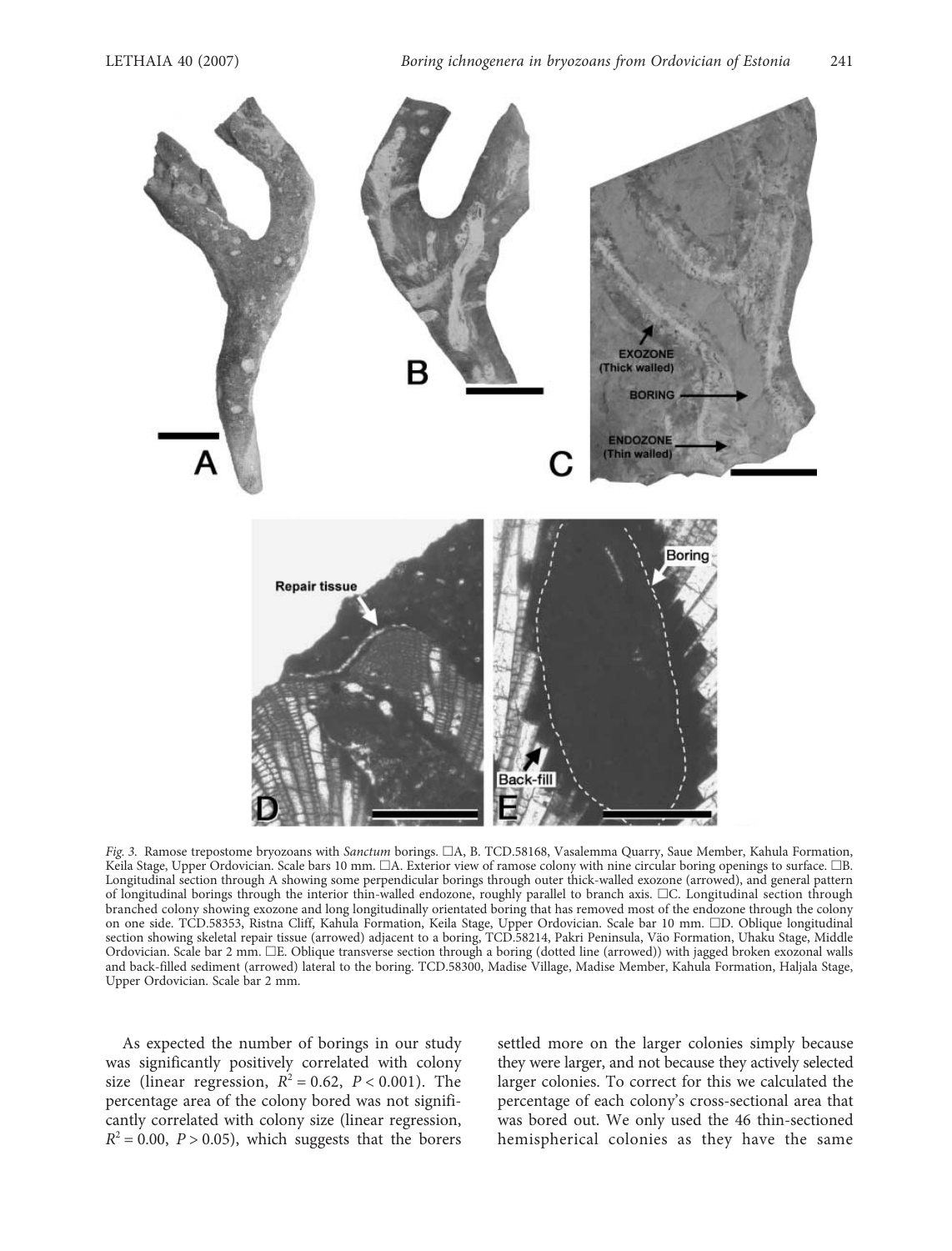*Fig. 3.* Ramose trepostome bryozoans with *Sanctum* borings. □A, B. TCD.58168, Vasalemma Quarry, Saue Member, Kahula Formation, Keila Stage, Upper Ordovician. Scale bars 10 mm. □A. Exterior view of ramose colony with nine circular boring openings to surface. □B. Longitudinal section through A showing some perpendicular borings through outer thick-walled exozone (arrowed), and general pattern of longitudinal borings through the interior thin-walled endozone, roughly parallel to branch axis. □C. Longitudinal section through branched colony showing exozone and long longitudinally orientated boring that has removed most of the endozone through the colony on one side. TCD.58353, Ristna Cliff, Kahula Formation, Keila Stage, Upper Ordovician. Scale bar 10 mm. □D. Oblique longitudinal section showing skeletal repair tissue (arrowed) adjacent to a boring, TCD.58214, Pakri Peninsula, Väo Formation, Uhaku Stage, Middle Ordovician. Scale bar 2 mm. □E. Oblique transverse section through a boring (dotted line (arrowed)) with jagged broken exozonal walls and back-filled sediment (arrowed) lateral to the boring. TCD.58300, Madise Village, Madise Member, Kahula Formation, Haljala Stage, Upper Ordovician. Scale bar 2 mm.

As expected the number of borings in our study was significantly positively correlated with colony size (linear regression, $R^2 = 0.62$, $P < 0.001$). The percentage area of the colony bored was not significantly correlated with colony size (linear regression, $R^2 = 0.00$, $P > 0.05$), which suggests that the borers settled more on the larger colonies simply because they were larger, and not because they actively selected larger colonies. To correct for this we calculated the percentage of each colony's cross-sectional area that was bored out. We only used the 46 thin-sectioned hemispherical colonies as they have the same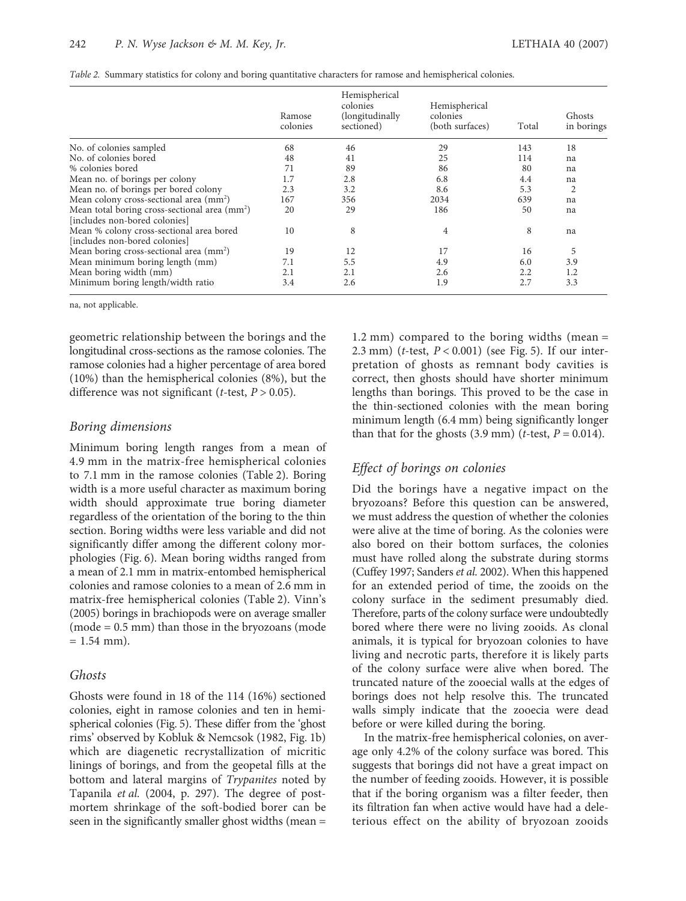*Table 2.* Summary statistics for colony and boring quantitative characters for ramose and hemispherical colonies.

| | Ramose colonies | Hemispherical colonies (longitudinally sectioned) | Hemispherical colonies (both surfaces) | Total | Ghosts in borings |
|---|---|---|---|---|---|
| No. of colonies sampled | 68 | 46 | 29 | 143 | 18 |
| No. of colonies bored | 48 | 41 | 25 | 114 | na |
| % colonies bored | 71 | 89 | 86 | 80 | na |
| Mean no. of borings per colony | 1.7 | 2.8 | 6.8 | 4.4 | na |
| Mean no. of borings per bored colony | 2.3 | 3.2 | 8.6 | 5.3 | 2 |
| Mean colony cross-sectional area (mm$^2$) | 167 | 356 | 2034 | 639 | na |
| Mean total boring cross-sectional area (mm$^2$) [includes non-bored colonies] | 20 | 29 | 186 | 50 | na |
| Mean % colony cross-sectional area bored [includes non-bored colonies] | 10 | 8 | 4 | 8 | na |
| Mean boring cross-sectional area (mm$^2$) | 19 | 12 | 17 | 16 | 5 |
| Mean minimum boring length (mm) | 7.1 | 5.5 | 4.9 | 6.0 | 3.9 |
| Mean boring width (mm) | 2.1 | 2.1 | 2.6 | 2.2 | 1.2 |
| Minimum boring length/width ratio | 3.4 | 2.6 | 1.9 | 2.7 | 3.3 |

na, not applicable.

geometric relationship between the borings and the longitudinal cross-sections as the ramose colonies. The ramose colonies had a higher percentage of area bored (10%) than the hemispherical colonies (8%), but the difference was not significant (*t*-test, $P > 0.05$).

### Boring dimensions

Minimum boring length ranges from a mean of 4.9 mm in the matrix-free hemispherical colonies to 7.1 mm in the ramose colonies (Table 2). Boring width is a more useful character as maximum boring width should approximate true boring diameter regardless of the orientation of the boring to the thin section. Boring widths were less variable and did not significantly differ among the different colony morphologies (Fig. 6). Mean boring widths ranged from a mean of 2.1 mm in matrix-entombed hemispherical colonies and ramose colonies to a mean of 2.6 mm in matrix-free hemispherical colonies (Table 2). Vinn's (2005) borings in brachiopods were on average smaller (mode = 0.5 mm) than those in the bryozoans (mode = 1.54 mm).

### Ghosts

Ghosts were found in 18 of the 114 (16%) sectioned colonies, eight in ramose colonies and ten in hemispherical colonies (Fig. 5). These differ from the 'ghost rims' observed by Kobluk & Nemcsok (1982, Fig. 1b) which are diagenetic recrystallization of micritic linings of borings, and from the geopetal fills at the bottom and lateral margins of *Trypanites* noted by Tapanila *et al.* (2004, p. 297). The degree of postmortem shrinkage of the soft-bodied borer can be seen in the significantly smaller ghost widths (mean = 1.2 mm) compared to the boring widths (mean = 2.3 mm) (*t*-test, $P < 0.001$) (see Fig. 5). If our interpretation of ghosts as remnant body cavities is correct, then ghosts should have shorter minimum lengths than borings. This proved to be the case in the thin-sectioned colonies with the mean boring minimum length (6.4 mm) being significantly longer than that for the ghosts (3.9 mm) (*t*-test, $P = 0.014$).

### Effect of borings on colonies

Did the borings have a negative impact on the bryozoans? Before this question can be answered, we must address the question of whether the colonies were alive at the time of boring. As the colonies were also bored on their bottom surfaces, the colonies must have rolled along the substrate during storms (Cuffey 1997; Sanders *et al.* 2002). When this happened for an extended period of time, the zooids on the colony surface in the sediment presumably died. Therefore, parts of the colony surface were undoubtedly bored where there were no living zooids. As clonal animals, it is typical for bryozoan colonies to have living and necrotic parts, therefore it is likely parts of the colony surface were alive when bored. The truncated nature of the zooecial walls at the edges of borings does not help resolve this. The truncated walls simply indicate that the zooecia were dead before or were killed during the boring.

In the matrix-free hemispherical colonies, on average only 4.2% of the colony surface was bored. This suggests that borings did not have a great impact on the number of feeding zooids. However, it is possible that if the boring organism was a filter feeder, then its filtration fan when active would have had a deleterious effect on the ability of bryozoan zooids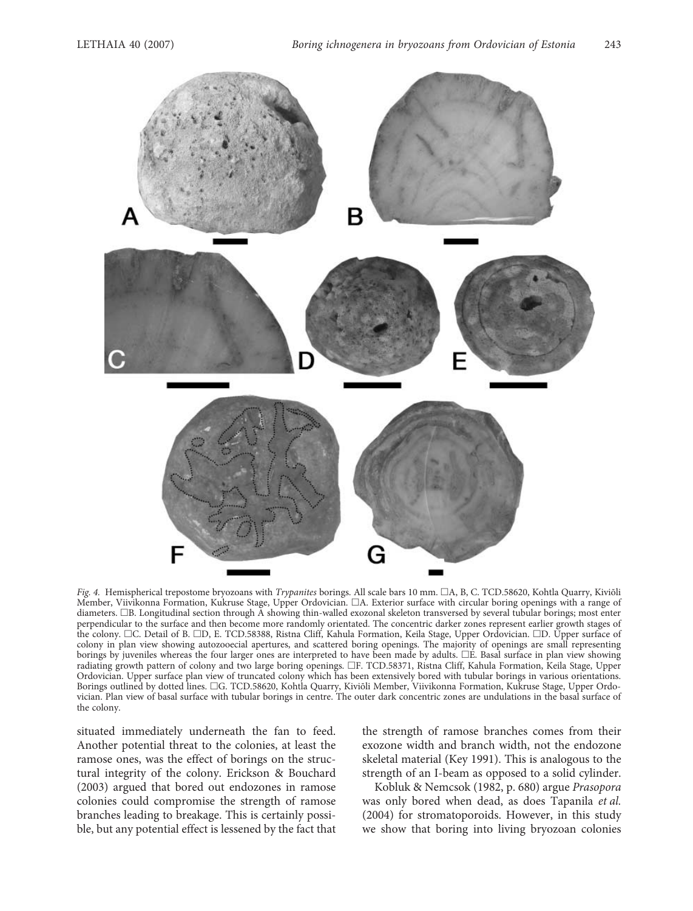*Fig. 4.* Hemispherical trepostome bryozoans with *Trypanites* borings. All scale bars 10 mm. □A, B, C. TCD.58620, Kohtla Quarry, Kiviõli Member, Viivikonna Formation, Kukruse Stage, Upper Ordovician. □A. Exterior surface with circular boring openings with a range of diameters. □B. Longitudinal section through A showing thin-walled exozonal skeleton transversed by several tubular borings; most enter perpendicular to the surface and then become more randomly orientated. The concentric darker zones represent earlier growth stages of the colony. □C. Detail of B. □D, E. TCD.58388, Ristna Cliff, Kahula Formation, Keila Stage, Upper Ordovician. □D. Upper surface of colony in plan view showing autozooecial apertures, and scattered boring openings. The majority of openings are small representing borings by juveniles whereas the four larger ones are interpreted to have been made by adults. □E. Basal surface in plan view showing radiating growth pattern of colony and two large boring openings. □F. TCD.58371, Ristna Cliff, Kahula Formation, Keila Stage, Upper Ordovician. Upper surface plan view of truncated colony which has been extensively bored with tubular borings in various orientations. Borings outlined by dotted lines. □G. TCD.58620, Kohtla Quarry, Kiviõli Member, Viivikonna Formation, Kukruse Stage, Upper Ordovician. Plan view of basal surface with tubular borings in centre. The outer dark concentric zones are undulations in the basal surface of the colony.

situated immediately underneath the fan to feed. Another potential threat to the colonies, at least the ramose ones, was the effect of borings on the structural integrity of the colony. Erickson & Bouchard (2003) argued that bored out endozones in ramose colonies could compromise the strength of ramose branches leading to breakage. This is certainly possible, but any potential effect is lessened by the fact that the strength of ramose branches comes from their exozone width and branch width, not the endozone skeletal material (Key 1991). This is analogous to the strength of an I-beam as opposed to a solid cylinder.

Kobluk & Nemcsok (1982, p. 680) argue *Prasopora* was only bored when dead, as does Tapanila *et al.* (2004) for stromatoporoids. However, in this study we show that boring into living bryozoan colonies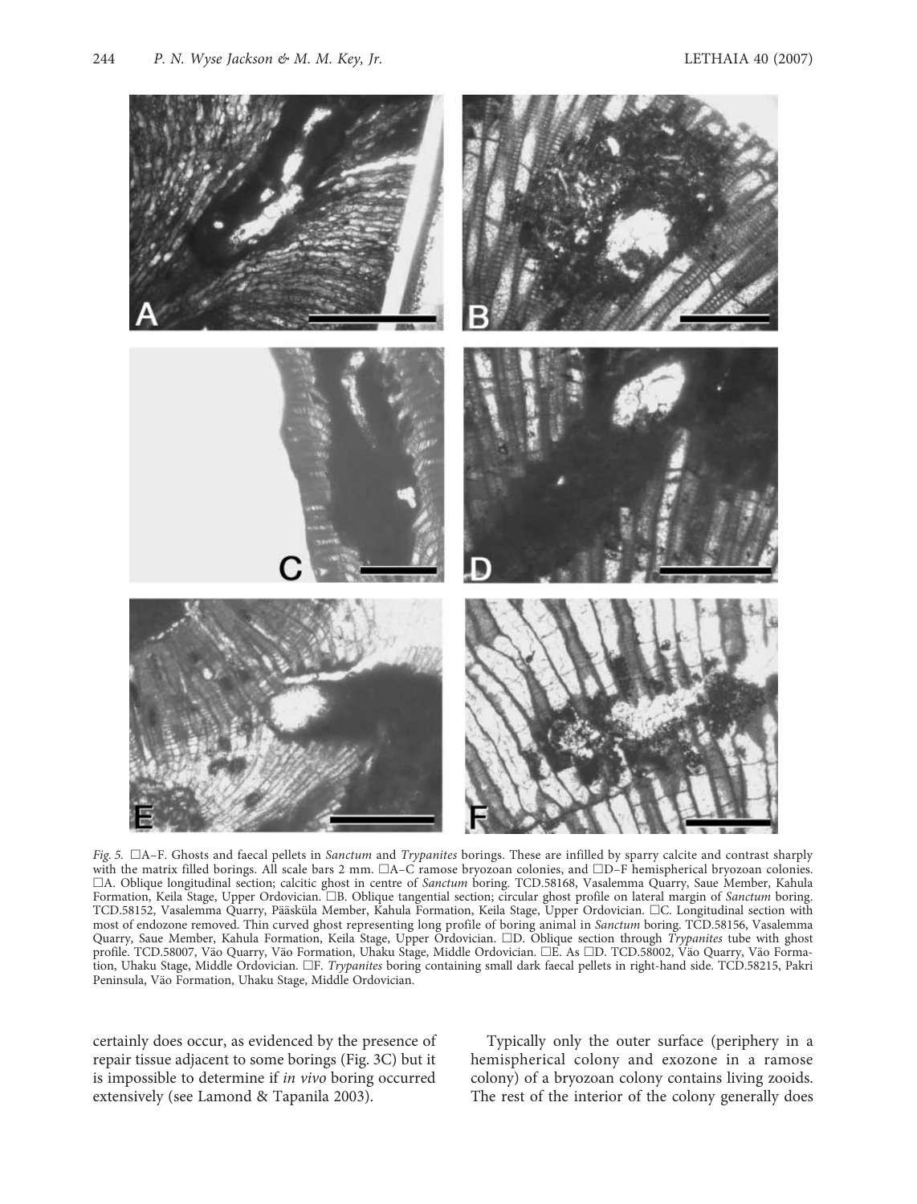*Fig. 5.* □A–F. Ghosts and faecal pellets in *Sanctum* and *Trypanites* borings. These are infilled by sparry calcite and contrast sharply with the matrix filled borings. All scale bars 2 mm. □A–C ramose bryozoan colonies, and □D–F hemispherical bryozoan colonies. □A. Oblique longitudinal section; calcitic ghost in centre of *Sanctum* boring. TCD.58168, Vasalemma Quarry, Saue Member, Kahula Formation, Keila Stage, Upper Ordovician. □B. Oblique tangential section; circular ghost profile on lateral margin of *Sanctum* boring. TCD.58152, Vasalemma Quarry, Pääsküla Member, Kahula Formation, Keila Stage, Upper Ordovician. □C. Longitudinal section with most of endozone removed. Thin curved ghost representing long profile of boring animal in *Sanctum* boring. TCD.58156, Vasalemma Quarry, Saue Member, Kahula Formation, Keila Stage, Upper Ordovician. □D. Oblique section through *Trypanites* tube with ghost profile. TCD.58007, Väo Quarry, Väo Formation, Uhaku Stage, Middle Ordovician. □E. As □D. TCD.58002, Väo Quarry, Väo Formation, Uhaku Stage, Middle Ordovician. □F. *Trypanites* boring containing small dark faecal pellets in right-hand side. TCD.58215, Pakri Peninsula, Väo Formation, Uhaku Stage, Middle Ordovician.

certainly does occur, as evidenced by the presence of repair tissue adjacent to some borings (Fig. 3C) but it is impossible to determine if *in vivo* boring occurred extensively (see Lamond & Tapanila 2003).

Typically only the outer surface (periphery in a hemispherical colony and exozone in a ramose colony) of a bryozoan colony contains living zooids. The rest of the interior of the colony generally does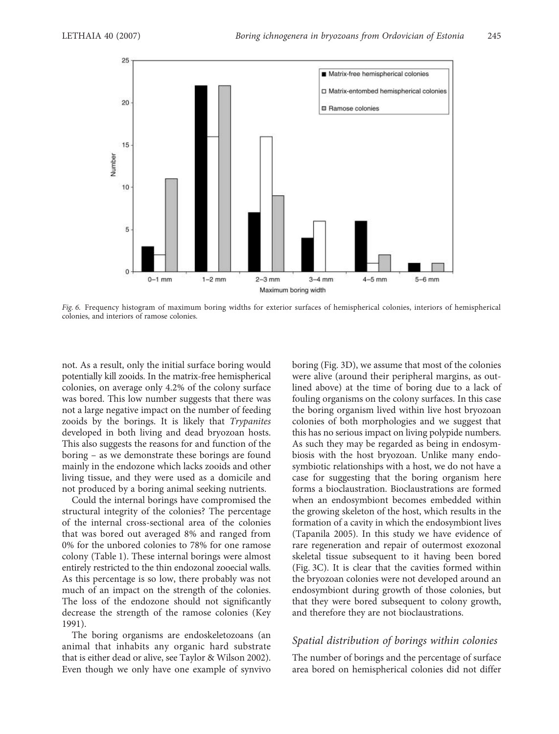Fig. 6. Frequency histogram of maximum boring widths for exterior surfaces of hemispherical colonies, interiors of hemispherical colonies, and interiors of ramose colonies.

not. As a result, only the initial surface boring would potentially kill zooids. In the matrix-free hemispherical colonies, on average only 4.2% of the colony surface was bored. This low number suggests that there was not a large negative impact on the number of feeding zooids by the borings. It is likely that *Trypanites* developed in both living and dead bryozoan hosts. This also suggests the reasons for and function of the boring – as we demonstrate these borings are found mainly in the endozone which lacks zooids and other living tissue, and they were used as a domicile and not produced by a boring animal seeking nutrients.

Could the internal borings have compromised the structural integrity of the colonies? The percentage of the internal cross-sectional area of the colonies that was bored out averaged 8% and ranged from 0% for the unbored colonies to 78% for one ramose colony (Table 1). These internal borings were almost entirely restricted to the thin endozonal zooecial walls. As this percentage is so low, there probably was not much of an impact on the strength of the colonies. The loss of the endozone should not significantly decrease the strength of the ramose colonies (Key 1991).

The boring organisms are endoskeletozoans (an animal that inhabits any organic hard substrate that is either dead or alive, see Taylor & Wilson 2002). Even though we only have one example of synvivo boring (Fig. 3D), we assume that most of the colonies were alive (around their peripheral margins, as outlined above) at the time of boring due to a lack of fouling organisms on the colony surfaces. In this case the boring organism lived within live host bryozoan colonies of both morphologies and we suggest that this has no serious impact on living polypide numbers. As such they may be regarded as being in endosymbiosis with the host bryozoan. Unlike many endosymbiotic relationships with a host, we do not have a case for suggesting that the boring organism here forms a bioclaustration. Bioclaustrations are formed when an endosymbiont becomes embedded within the growing skeleton of the host, which results in the formation of a cavity in which the endosymbiont lives (Tapanila 2005). In this study we have evidence of rare regeneration and repair of outermost exozonal skeletal tissue subsequent to it having been bored (Fig. 3C). It is clear that the cavities formed within the bryozoan colonies were not developed around an endosymbiont during growth of those colonies, but that they were bored subsequent to colony growth, and therefore they are not bioclaustrations.

## Spatial distribution of borings within colonies

The number of borings and the percentage of surface area bored on hemispherical colonies did not differ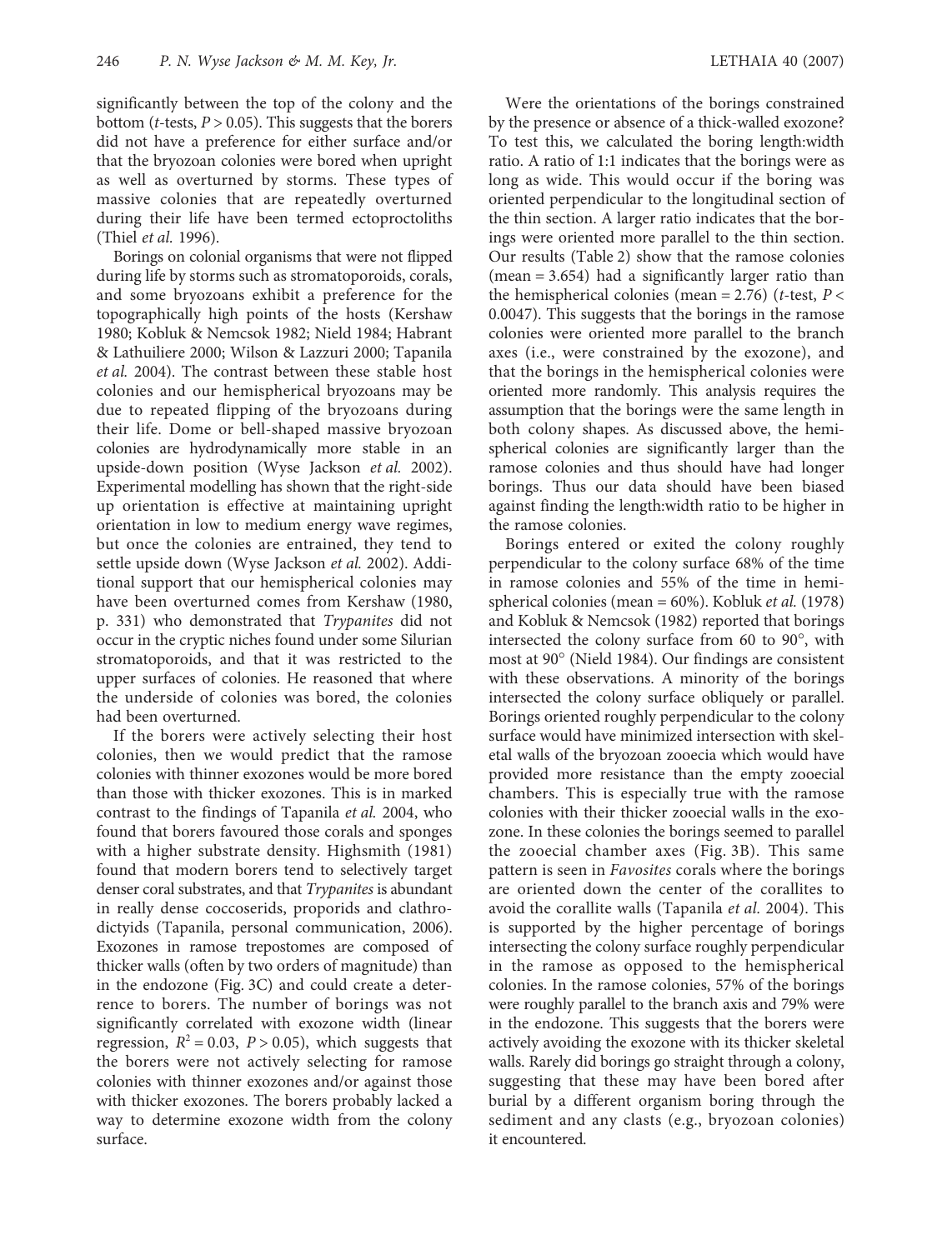significantly between the top of the colony and the bottom ($t$-tests, $P > 0.05$). This suggests that the borers did not have a preference for either surface and/or that the bryozoan colonies were bored when upright as well as overturned by storms. These types of massive colonies that are repeatedly overturned during their life have been termed ectoproctoliths (Thiel *et al.* 1996).

Borings on colonial organisms that were not flipped during life by storms such as stromatoporoids, corals, and some bryozoans exhibit a preference for the topographically high points of the hosts (Kershaw 1980; Kobluk & Nemcsok 1982; Nield 1984; Habrant & Lathuiliere 2000; Wilson & Lazzuri 2000; Tapanila *et al.* 2004). The contrast between these stable host colonies and our hemispherical bryozoans may be due to repeated flipping of the bryozoans during their life. Dome or bell-shaped massive bryozoan colonies are hydrodynamically more stable in an upside-down position (Wyse Jackson *et al.* 2002). Experimental modelling has shown that the right-side up orientation is effective at maintaining upright orientation in low to medium energy wave regimes, but once the colonies are entrained, they tend to settle upside down (Wyse Jackson *et al.* 2002). Additional support that our hemispherical colonies may have been overturned comes from Kershaw (1980, p. 331) who demonstrated that *Trypanites* did not occur in the cryptic niches found under some Silurian stromatoporoids, and that it was restricted to the upper surfaces of colonies. He reasoned that where the underside of colonies was bored, the colonies had been overturned.

If the borers were actively selecting their host colonies, then we would predict that the ramose colonies with thinner exozones would be more bored than those with thicker exozones. This is in marked contrast to the findings of Tapanila *et al.* 2004, who found that borers favoured those corals and sponges with a higher substrate density. Highsmith (1981) found that modern borers tend to selectively target denser coral substrates, and that *Trypanites* is abundant in really dense coccoserids, proporids and clathrodictyids (Tapanila, personal communication, 2006). Exozones in ramose trepostomes are composed of thicker walls (often by two orders of magnitude) than in the endozone (Fig. 3C) and could create a deterrence to borers. The number of borings was not significantly correlated with exozone width (linear regression, $R^2 = 0.03$, $P > 0.05$), which suggests that the borers were not actively selecting for ramose colonies with thinner exozones and/or against those with thicker exozones. The borers probably lacked a way to determine exozone width from the colony surface.

Were the orientations of the borings constrained by the presence or absence of a thick-walled exozone? To test this, we calculated the boring length:width ratio. A ratio of 1:1 indicates that the borings were as long as wide. This would occur if the boring was oriented perpendicular to the longitudinal section of the thin section. A larger ratio indicates that the borings were oriented more parallel to the thin section. Our results (Table 2) show that the ramose colonies (mean = 3.654) had a significantly larger ratio than the hemispherical colonies (mean = 2.76) ($t$-test, $P < 0.0047$). This suggests that the borings in the ramose colonies were oriented more parallel to the branch axes (i.e., were constrained by the exozone), and that the borings in the hemispherical colonies were oriented more randomly. This analysis requires the assumption that the borings were the same length in both colony shapes. As discussed above, the hemispherical colonies are significantly larger than the ramose colonies and thus should have had longer borings. Thus our data should have been biased against finding the length:width ratio to be higher in the ramose colonies.

Borings entered or exited the colony roughly perpendicular to the colony surface 68% of the time in ramose colonies and 55% of the time in hemispherical colonies (mean = 60%). Kobluk *et al.* (1978) and Kobluk & Nemcsok (1982) reported that borings intersected the colony surface from 60 to 90°, with most at 90° (Nield 1984). Our findings are consistent with these observations. A minority of the borings intersected the colony surface obliquely or parallel. Borings oriented roughly perpendicular to the colony surface would have minimized intersection with skeletal walls of the bryozoan zooecia which would have provided more resistance than the empty zooecial chambers. This is especially true with the ramose colonies with their thicker zooecial walls in the exozone. In these colonies the borings seemed to parallel the zooecial chamber axes (Fig. 3B). This same pattern is seen in *Favosites* corals where the borings are oriented down the center of the corallites to avoid the corallite walls (Tapanila *et al.* 2004). This is supported by the higher percentage of borings intersecting the colony surface roughly perpendicular in the ramose as opposed to the hemispherical colonies. In the ramose colonies, 57% of the borings were roughly parallel to the branch axis and 79% were in the endozone. This suggests that the borers were actively avoiding the exozone with its thicker skeletal walls. Rarely did borings go straight through a colony, suggesting that these may have been bored after burial by a different organism boring through the sediment and any clasts (e.g., bryozoan colonies) it encountered.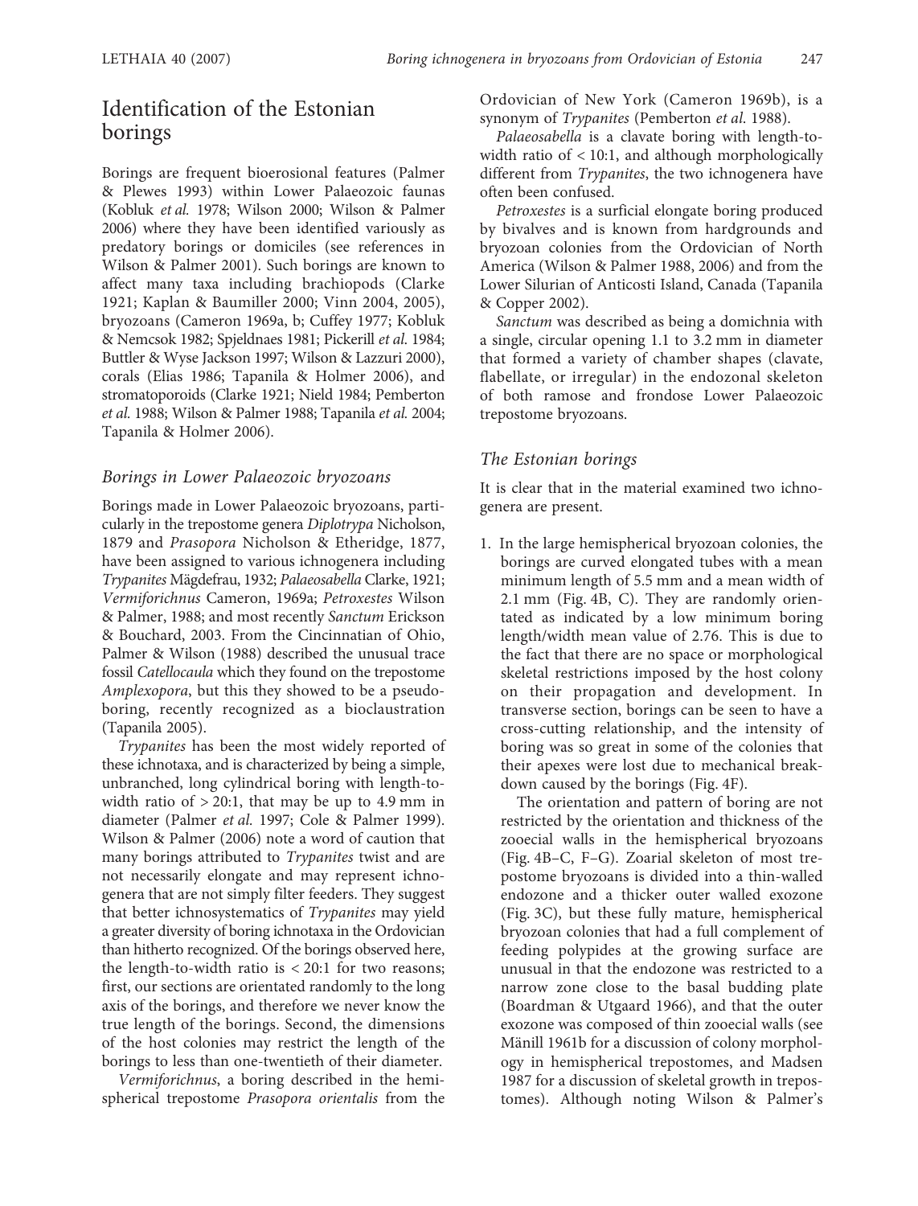# Identification of the Estonian borings

Borings are frequent bioerosional features (Palmer & Plewes 1993) within Lower Palaeozoic faunas (Kobluk *et al.* 1978; Wilson 2000; Wilson & Palmer 2006) where they have been identified variously as predatory borings or domiciles (see references in Wilson & Palmer 2001). Such borings are known to affect many taxa including brachiopods (Clarke 1921; Kaplan & Baumiller 2000; Vinn 2004, 2005), bryozoans (Cameron 1969a, b; Cuffey 1977; Kobluk & Nemcsok 1982; Spjeldnaes 1981; Pickerill *et al.* 1984; Buttler & Wyse Jackson 1997; Wilson & Lazzuri 2000), corals (Elias 1986; Tapanila & Holmer 2006), and stromatoporoids (Clarke 1921; Nield 1984; Pemberton *et al.* 1988; Wilson & Palmer 1988; Tapanila *et al.* 2004; Tapanila & Holmer 2006).

## *Borings in Lower Palaeozoic bryozoans*

Borings made in Lower Palaeozoic bryozoans, particularly in the trepostome genera *Diplotrypa* Nicholson, 1879 and *Prasopora* Nicholson & Etheridge, 1877, have been assigned to various ichnogenera including *Trypanites* Mägdefrau, 1932; *Palaeosabella* Clarke, 1921; *Vermiforichnus* Cameron, 1969a; *Petroxestes* Wilson & Palmer, 1988; and most recently *Sanctum* Erickson & Bouchard, 2003. From the Cincinnatian of Ohio, Palmer & Wilson (1988) described the unusual trace fossil *Catellocaula* which they found on the trepostome *Amplexopora*, but this they showed to be a pseudo-boring, recently recognized as a bioclaustration (Tapanila 2005).

*Trypanites* has been the most widely reported of these ichnotaxa, and is characterized by being a simple, unbranched, long cylindrical boring with length-to-width ratio of > 20:1, that may be up to 4.9 mm in diameter (Palmer *et al.* 1997; Cole & Palmer 1999). Wilson & Palmer (2006) note a word of caution that many borings attributed to *Trypanites* twist and are not necessarily elongate and may represent ichnogenera that are not simply filter feeders. They suggest that better ichnosystematics of *Trypanites* may yield a greater diversity of boring ichnotaxa in the Ordovician than hitherto recognized. Of the borings observed here, the length-to-width ratio is < 20:1 for two reasons; first, our sections are orientated randomly to the long axis of the borings, and therefore we never know the true length of the borings. Second, the dimensions of the host colonies may restrict the length of the borings to less than one-twentieth of their diameter.

*Vermiforichnus*, a boring described in the hemispherical trepostome *Prasopora orientalis* from the Ordovician of New York (Cameron 1969b), is a synonym of *Trypanites* (Pemberton *et al.* 1988).

*Palaeosabella* is a clavate boring with length-to-width ratio of < 10:1, and although morphologically different from *Trypanites*, the two ichnogenera have often been confused.

*Petroxestes* is a surficial elongate boring produced by bivalves and is known from hardgrounds and bryozoan colonies from the Ordovician of North America (Wilson & Palmer 1988, 2006) and from the Lower Silurian of Anticosti Island, Canada (Tapanila & Copper 2002).

*Sanctum* was described as being a domichnia with a single, circular opening 1.1 to 3.2 mm in diameter that formed a variety of chamber shapes (clavate, flabellate, or irregular) in the endozonal skeleton of both ramose and frondose Lower Palaeozoic trepostome bryozoans.

## *The Estonian borings*

It is clear that in the material examined two ichnogenera are present.

1. In the large hemispherical bryozoan colonies, the borings are curved elongated tubes with a mean minimum length of 5.5 mm and a mean width of 2.1 mm (Fig. 4B, C). They are randomly orientated as indicated by a low minimum boring length/width mean value of 2.76. This is due to the fact that there are no space or morphological skeletal restrictions imposed by the host colony on their propagation and development. In transverse section, borings can be seen to have a cross-cutting relationship, and the intensity of boring was so great in some of the colonies that their apexes were lost due to mechanical breakdown caused by the borings (Fig. 4F).

   The orientation and pattern of boring are not restricted by the orientation and thickness of the zooecial walls in the hemispherical bryozoans (Fig. 4B–C, F–G). Zoarial skeleton of most trepostome bryozoans is divided into a thin-walled endozone and a thicker outer walled exozone (Fig. 3C), but these fully mature, hemispherical bryozoan colonies that had a full complement of feeding polypides at the growing surface are unusual in that the endozone was restricted to a narrow zone close to the basal budding plate (Boardman & Utgaard 1966), and that the outer exozone was composed of thin zooecial walls (see Männil 1961b for a discussion of colony morphology in hemispherical trepostomes, and Madsen 1987 for a discussion of skeletal growth in trepostomes). Although noting Wilson & Palmer's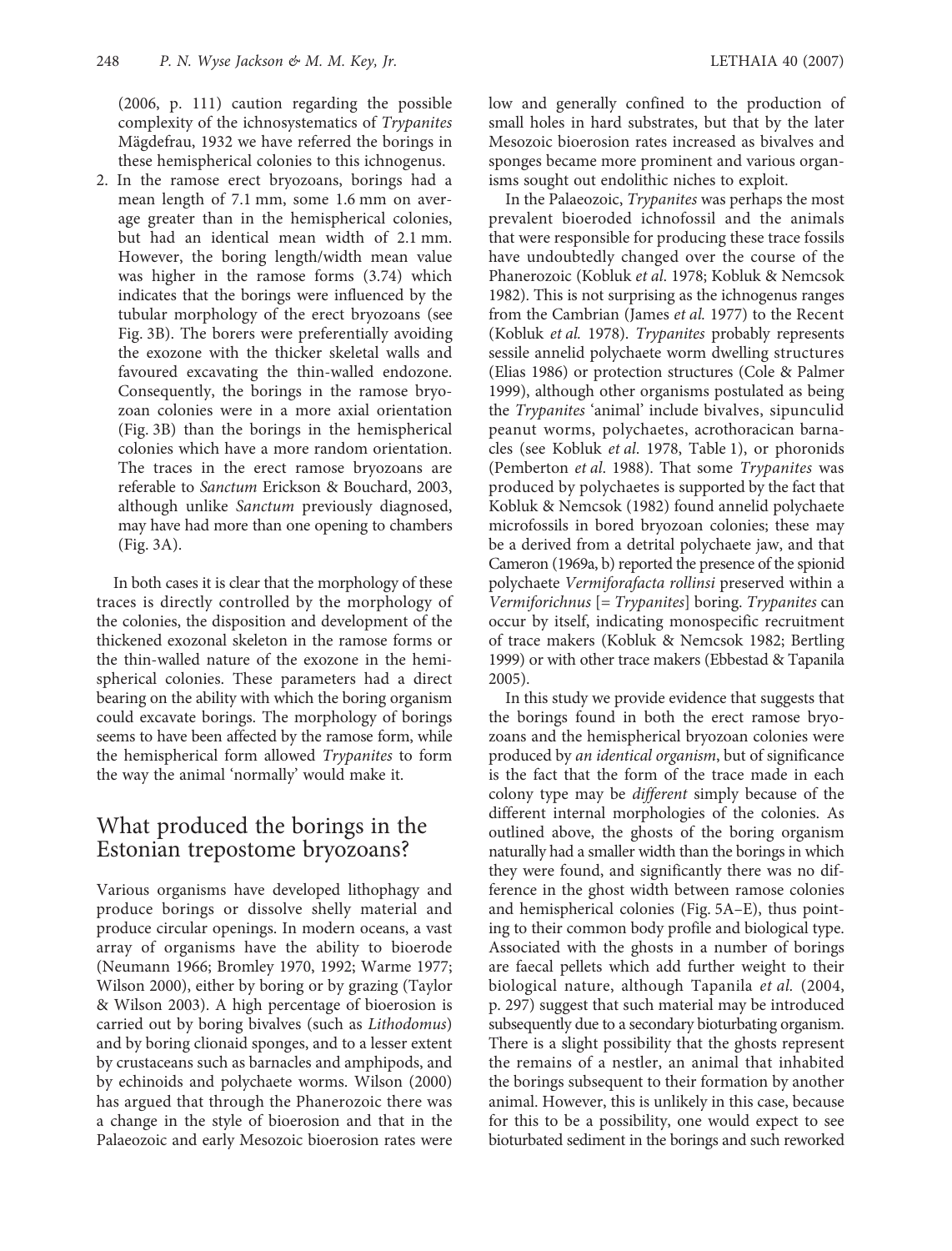(2006, p. 111) caution regarding the possible complexity of the ichnosystematics of *Trypanites* Mägdefrau, 1932 we have referred the borings in these hemispherical colonies to this ichnogenus.

2. In the ramose erect bryozoans, borings had a mean length of 7.1 mm, some 1.6 mm on average greater than in the hemispherical colonies, but had an identical mean width of 2.1 mm. However, the boring length/width mean value was higher in the ramose forms (3.74) which indicates that the borings were influenced by the tubular morphology of the erect bryozoans (see Fig. 3B). The borers were preferentially avoiding the exozone with the thicker skeletal walls and favoured excavating the thin-walled endozone. Consequently, the borings in the ramose bryozoan colonies were in a more axial orientation (Fig. 3B) than the borings in the hemispherical colonies which have a more random orientation. The traces in the erect ramose bryozoans are referable to *Sanctum* Erickson & Bouchard, 2003, although unlike *Sanctum* previously diagnosed, may have had more than one opening to chambers (Fig. 3A).

In both cases it is clear that the morphology of these traces is directly controlled by the morphology of the colonies, the disposition and development of the thickened exozonal skeleton in the ramose forms or the thin-walled nature of the exozone in the hemispherical colonies. These parameters had a direct bearing on the ability with which the boring organism could excavate borings. The morphology of borings seems to have been affected by the ramose form, while the hemispherical form allowed *Trypanites* to form the way the animal 'normally' would make it.

## What produced the borings in the Estonian trepostome bryozoans?

Various organisms have developed lithophagy and produce borings or dissolve shelly material and produce circular openings. In modern oceans, a vast array of organisms have the ability to bioerode (Neumann 1966; Bromley 1970, 1992; Warme 1977; Wilson 2000), either by boring or by grazing (Taylor & Wilson 2003). A high percentage of bioerosion is carried out by boring bivalves (such as *Lithodomus*) and by boring clionaid sponges, and to a lesser extent by crustaceans such as barnacles and amphipods, and by echinoids and polychaete worms. Wilson (2000) has argued that through the Phanerozoic there was a change in the style of bioerosion and that in the Palaeozoic and early Mesozoic bioerosion rates were low and generally confined to the production of small holes in hard substrates, but that by the later Mesozoic bioerosion rates increased as bivalves and sponges became more prominent and various organisms sought out endolithic niches to exploit.

In the Palaeozoic, *Trypanites* was perhaps the most prevalent bioeroded ichnofossil and the animals that were responsible for producing these trace fossils have undoubtedly changed over the course of the Phanerozoic (Kobluk *et al*. 1978; Kobluk & Nemcsok 1982). This is not surprising as the ichnogenus ranges from the Cambrian (James *et al.* 1977) to the Recent (Kobluk *et al.* 1978). *Trypanites* probably represents sessile annelid polychaete worm dwelling structures (Elias 1986) or protection structures (Cole & Palmer 1999), although other organisms postulated as being the *Trypanites* 'animal' include bivalves, sipunculid peanut worms, polychaetes, acrothoracican barnacles (see Kobluk *et al.* 1978, Table 1), or phoronids (Pemberton *et al.* 1988). That some *Trypanites* was produced by polychaetes is supported by the fact that Kobluk & Nemcsok (1982) found annelid polychaete microfossils in bored bryozoan colonies; these may be a derived from a detrital polychaete jaw, and that Cameron (1969a, b) reported the presence of the spionid polychaete *Vermiforafacta rollinsi* preserved within a *Vermiforichnus* [= *Trypanites*] boring. *Trypanites* can occur by itself, indicating monospecific recruitment of trace makers (Kobluk & Nemcsok 1982; Bertling 1999) or with other trace makers (Ebbestad & Tapanila 2005).

In this study we provide evidence that suggests that the borings found in both the erect ramose bryozoans and the hemispherical bryozoan colonies were produced by *an identical organism*, but of significance is the fact that the form of the trace made in each colony type may be *different* simply because of the different internal morphologies of the colonies. As outlined above, the ghosts of the boring organism naturally had a smaller width than the borings in which they were found, and significantly there was no difference in the ghost width between ramose colonies and hemispherical colonies (Fig. 5A–E), thus pointing to their common body profile and biological type. Associated with the ghosts in a number of borings are faecal pellets which add further weight to their biological nature, although Tapanila *et al.* (2004, p. 297) suggest that such material may be introduced subsequently due to a secondary bioturbating organism. There is a slight possibility that the ghosts represent the remains of a nestler, an animal that inhabited the borings subsequent to their formation by another animal. However, this is unlikely in this case, because for this to be a possibility, one would expect to see bioturbated sediment in the borings and such reworked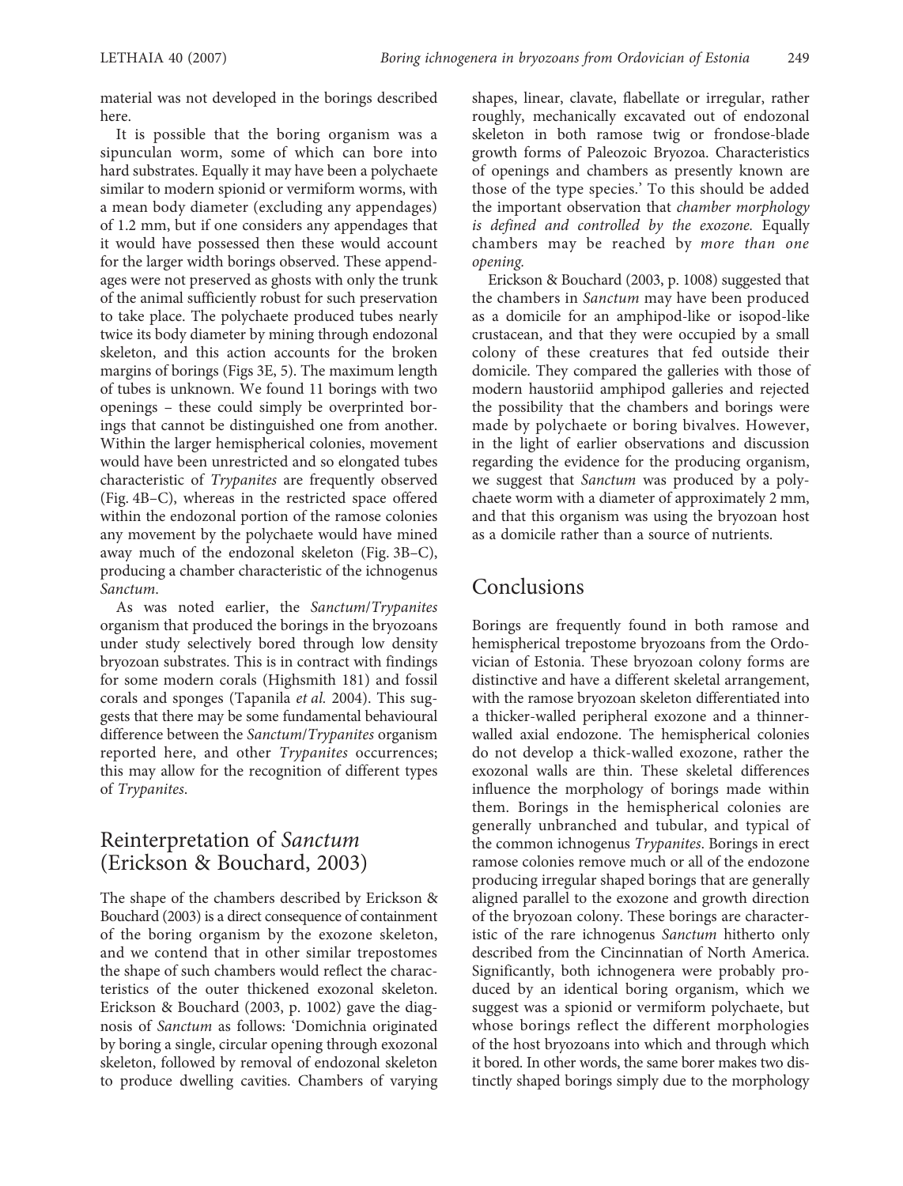material was not developed in the borings described here.

It is possible that the boring organism was a sipunculan worm, some of which can bore into hard substrates. Equally it may have been a polychaete similar to modern spionid or vermiform worms, with a mean body diameter (excluding any appendages) of 1.2 mm, but if one considers any appendages that it would have possessed then these would account for the larger width borings observed. These appendages were not preserved as ghosts with only the trunk of the animal sufficiently robust for such preservation to take place. The polychaete produced tubes nearly twice its body diameter by mining through endozonal skeleton, and this action accounts for the broken margins of borings (Figs 3E, 5). The maximum length of tubes is unknown. We found 11 borings with two openings – these could simply be overprinted borings that cannot be distinguished one from another. Within the larger hemispherical colonies, movement would have been unrestricted and so elongated tubes characteristic of *Trypanites* are frequently observed (Fig. 4B–C), whereas in the restricted space offered within the endozonal portion of the ramose colonies any movement by the polychaete would have mined away much of the endozonal skeleton (Fig. 3B–C), producing a chamber characteristic of the ichnogenus *Sanctum*.

As was noted earlier, the *Sanctum*/*Trypanites* organism that produced the borings in the bryozoans under study selectively bored through low density bryozoan substrates. This is in contract with findings for some modern corals (Highsmith 181) and fossil corals and sponges (Tapanila *et al.* 2004). This suggests that there may be some fundamental behavioural difference between the *Sanctum*/*Trypanites* organism reported here, and other *Trypanites* occurrences; this may allow for the recognition of different types of *Trypanites*.

## Reinterpretation of *Sanctum* (Erickson & Bouchard, 2003)

The shape of the chambers described by Erickson & Bouchard (2003) is a direct consequence of containment of the boring organism by the exozone skeleton, and we contend that in other similar trepostomes the shape of such chambers would reflect the characteristics of the outer thickened exozonal skeleton. Erickson & Bouchard (2003, p. 1002) gave the diagnosis of *Sanctum* as follows: 'Domichnia originated by boring a single, circular opening through exozonal skeleton, followed by removal of endozonal skeleton to produce dwelling cavities. Chambers of varying shapes, linear, clavate, flabellate or irregular, rather roughly, mechanically excavated out of endozonal skeleton in both ramose twig or frondose-blade growth forms of Paleozoic Bryozoa. Characteristics of openings and chambers as presently known are those of the type species.' To this should be added the important observation that *chamber morphology is defined and controlled by the exozone.* Equally chambers may be reached by *more than one opening.*

Erickson & Bouchard (2003, p. 1008) suggested that the chambers in *Sanctum* may have been produced as a domicile for an amphipod-like or isopod-like crustacean, and that they were occupied by a small colony of these creatures that fed outside their domicile. They compared the galleries with those of modern haustoriid amphipod galleries and rejected the possibility that the chambers and borings were made by polychaete or boring bivalves. However, in the light of earlier observations and discussion regarding the evidence for the producing organism, we suggest that *Sanctum* was produced by a polychaete worm with a diameter of approximately 2 mm, and that this organism was using the bryozoan host as a domicile rather than a source of nutrients.

## Conclusions

Borings are frequently found in both ramose and hemispherical trepostome bryozoans from the Ordovician of Estonia. These bryozoan colony forms are distinctive and have a different skeletal arrangement, with the ramose bryozoan skeleton differentiated into a thicker-walled peripheral exozone and a thinner-walled axial endozone. The hemispherical colonies do not develop a thick-walled exozone, rather the exozonal walls are thin. These skeletal differences influence the morphology of borings made within them. Borings in the hemispherical colonies are generally unbranched and tubular, and typical of the common ichnogenus *Trypanites*. Borings in erect ramose colonies remove much or all of the endozone producing irregular shaped borings that are generally aligned parallel to the exozone and growth direction of the bryozoan colony. These borings are characteristic of the rare ichnogenus *Sanctum* hitherto only described from the Cincinnatian of North America. Significantly, both ichnogenera were probably produced by an identical boring organism, which we suggest was a spionid or vermiform polychaete, but whose borings reflect the different morphologies of the host bryozoans into which and through which it bored. In other words, the same borer makes two distinctly shaped borings simply due to the morphology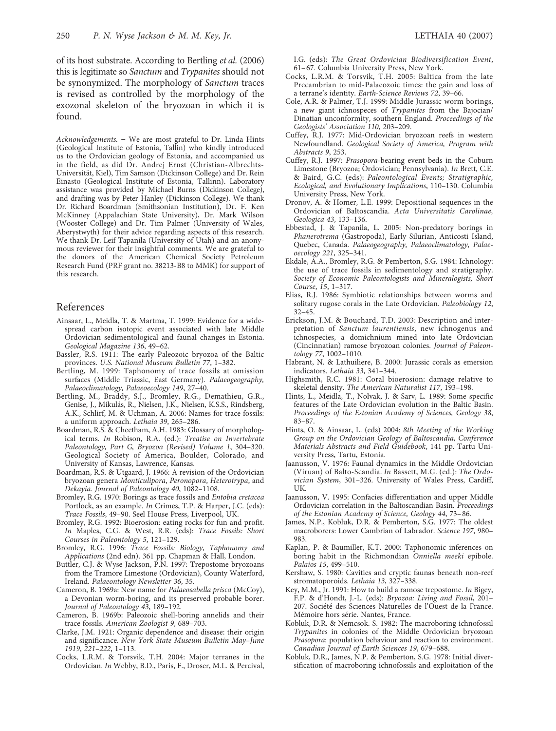of its host substrate. According to Bertling *et al.* (2006) this is legitimate so *Sanctum* and *Trypanites* should not be synonymized. The morphology of *Sanctum* traces is revised as controlled by the morphology of the exozonal skeleton of the bryozoan in which it is found.

*Acknowledgements*. – We are most grateful to Dr. Linda Hints (Geological Institute of Estonia, Tallin) who kindly introduced us to the Ordovician geology of Estonia, and accompanied us in the field, as did Dr. Andrej Ernst (Christian-Albrechts-Universität, Kiel), Tim Samson (Dickinson College) and Dr. Rein Einasto (Geological Institute of Estonia, Tallinn). Laboratory assistance was provided by Michael Burns (Dickinson College), and drafting was by Peter Hanley (Dickinson College). We thank Dr. Richard Boardman (Smithsonian Institution), Dr. F. Ken McKinney (Appalachian State University), Dr. Mark Wilson (Wooster College) and Dr. Tim Palmer (University of Wales, Aberystwyth) for their advice regarding aspects of this research. We thank Dr. Leif Tapanila (University of Utah) and an anonymous reviewer for their insightful comments. We are grateful to the donors of the American Chemical Society Petroleum Research Fund (PRF grant no. 38213-B8 to MMK) for support of this research.

## References

Ainsaar, L., Meidla, T. & Martma, T. 1999: Evidence for a widespread carbon isotopic event associated with late Middle Ordovician sedimentological and faunal changes in Estonia. *Geological Magazine 136*, 49–62.

Bassler, R.S. 1911: The early Paleozoic bryozoa of the Baltic provinces. *U.S. National Museum Bulletin 77*, 1–382.

Bertling, M. 1999: Taphonomy of trace fossils at omission surfaces (Middle Triassic, East Germany). *Palaeogeography, Palaeoclimatology, Palaeoecology 149*, 27–40.

Bertling, M., Braddy, S.J., Bromley, R.G., Demathieu, G.R., Genise, J., Mikulás, R., Nielsen, J.K., Nielsen, K.S.S., Rindsberg, A.K., Schlirf, M. & Uchman, A. 2006: Names for trace fossils: a uniform approach. *Lethaia 39*, 265–286.

Boardman, R.S. & Cheetham, A.H. 1983: Glossary of morphological terms. *In* Robison, R.A. (ed.): *Treatise on Invertebrate Paleontology, Part G, Bryozoa (Revised) Volume 1*, 304–320. Geological Society of America, Boulder, Colorado, and University of Kansas, Lawrence, Kansas.

Boardman, R.S. & Utgaard, J. 1966: A revision of the Ordovician bryozoan genera *Monticulipora*, *Peronopora*, *Heterotrypa*, and *Dekayia*. *Journal of Paleontology 40*, 1082–1108.

Bromley, R.G. 1970: Borings as trace fossils and *Entobia cretacea* Portlock, as an example. *In* Crimes, T.P. & Harper, J.C. (eds): *Trace Fossils*, 49–90. Seel House Press, Liverpool, UK.

Bromley, R.G. 1992: Bioerosion: eating rocks for fun and profit. *In* Maples, C.G. & West, R.R. (eds): *Trace Fossils: Short Courses in Paleontology 5*, 121–129.

Bromley, R.G. 1996: *Trace Fossils: Biology, Taphonomy and Applications* (2nd edn). 361 pp. Chapman & Hall, London.

Buttler, C.J. & Wyse Jackson, P.N. 1997: Trepostome bryozoans from the Tramore Limestone (Ordovician), County Waterford, Ireland. *Palaeontology Newsletter 36*, 35.

Cameron, B. 1969a: New name for *Palaeosabella prisca* (McCoy), a Devonian worm-boring, and its preserved probable borer. *Journal of Paleontology 43*, 189–192.

Cameron, B. 1969b: Paleozoic shell-boring annelids and their trace fossils. *American Zoologist 9*, 689–703.

Clarke, J.M. 1921: Organic dependence and disease: their origin and significance. *New York State Museum Bulletin May–June 1919*, *221–222*, 1–113.

Cocks, L.R.M. & Torsvik, T.H. 2004: Major terranes in the Ordovician. *In* Webby, B.D., Paris, F., Droser, M.L. & Percival, I.G. (eds): *The Great Ordovician Biodiversification Event*, 61–67. Columbia University Press, New York.

Cocks, L.R.M. & Torsvik, T.H. 2005: Baltica from the late Precambrian to mid-Palaeozoic times: the gain and loss of a terrane's identity. *Earth-Science Reviews 72*, 39–66.

Cole, A.R. & Palmer, T.J. 1999: Middle Jurassic worm borings, a new giant ichnospecies of *Trypanites* from the Bajocian/Dinatian unconformity, southern England. *Proceedings of the Geologists' Association 110*, 203–209.

Cuffey, R.J. 1977: Mid-Ordovician bryozoan reefs in western Newfoundland. *Geological Society of America, Program with Abstracts 9*, 253.

Cuffey, R.J. 1997: *Prasopora*-bearing event beds in the Coburn Limestone (Bryozoa; Ordovician; Pennsylvania). *In* Brett, C.E. & Baird, G.C. (eds): *Paleontological Events; Stratigraphic, Ecological, and Evolutionary Implications*, 110–130. Columbia University Press, New York.

Dronov, A. & Homer, L.E. 1999: Depositional sequences in the Ordovician of Baltoscandia. *Acta Universitatis Carolinae, Geologica 43*, 133–136.

Ebbestad, J. & Tapanila, L. 2005: Non-predatory borings in *Phanerotrema* (Gastropoda), Early Silurian, Anticosti Island, Quebec, Canada. *Palaeogeography, Palaeoclimatology, Palaeoecology 221*, 325–341.

Ekdale, A.A., Bromley, R.G. & Pemberton, S.G. 1984: Ichnology: the use of trace fossils in sedimentology and stratigraphy. *Society of Economic Paleontologists and Mineralogists, Short Course*, *15*, 1–317.

Elias, R.J. 1986: Symbiotic relationships between worms and solitary rugose corals in the Late Ordovician. *Paleobiology 12*, 32–45.

Erickson, J.M. & Bouchard, T.D. 2003: Description and interpretation of *Sanctum laurentiensis*, new ichnogenus and ichnospecies, a domichnium mined into late Ordovician (Cincinnatian) ramose bryozoan colonies. *Journal of Paleontology 77*, 1002–1010.

Habrant, N. & Lathuiliere, B. 2000: Jurassic corals as emersion indicators. *Lethaia 33*, 341–344.

Highsmith, R.C. 1981: Coral bioerosion: damage relative to skeletal density. *The American Naturalist 117*, 193–198.

Hints, L., Meidla, T., Nolvak, J. & Sarv, L. 1989: Some specific features of the Late Ordovician evolution in the Baltic Basin. *Proceedings of the Estonian Academy of Sciences, Geology 38*, 83–87.

Hints, O. & Ainsaar, L. (eds) 2004: *8th Meeting of the Working Group on the Ordovician Geology of Baltoscandia, Conference Materials Abstracts and Field Guidebook*, 141 pp. Tartu University Press, Tartu, Estonia.

Jaanusson, V. 1976: Faunal dynamics in the Middle Ordovician (Viruan) of Balto-Scandia. *In* Bassett, M.G. (ed.): *The Ordovician System*, 301–326. University of Wales Press, Cardiff, UK.

Jaanusson, V. 1995: Confacies differentiation and upper Middle Ordovician correlation in the Baltoscandian Basin. *Proceedings of the Estonian Academy of Science, Geology 44*, 73–86.

James, N.P., Kobluk, D.R. & Pemberton, S.G. 1977: The oldest macroborers: Lower Cambrian of Labrador. *Science 197*, 980–983.

Kaplan, P. & Baumiller, K.T. 2000: Taphonomic inferences on boring habit in the Richmondian *Onniella meeki* epibole. *Palaios 15*, 499–510.

Kershaw, S. 1980: Cavities and cryptic faunas beneath non-reef stromatoporoids. *Lethaia 13*, 327–338.

Key, M.M., Jr. 1991: How to build a ramose trepostome. *In* Bigey, F.P. & d'Hondt, J.-L. (eds): *Bryozoa: Living and Fossil*, 201–207. Société des Sciences Naturelles de l'Ouest de la France. Mémoire hors série. Nantes, France.

Kobluk, D.R. & Nemcsok. S. 1982: The macroboring ichnofossil *Trypanites* in colonies of the Middle Ordovician bryozoan *Prasopora*: population behaviour and reaction to environment. *Canadian Journal of Earth Sciences 19*, 679–688.

Kobluk, D.R., James, N.P. & Pemberton, S.G. 1978: Initial diversification of macroboring ichnofossils and exploitation of the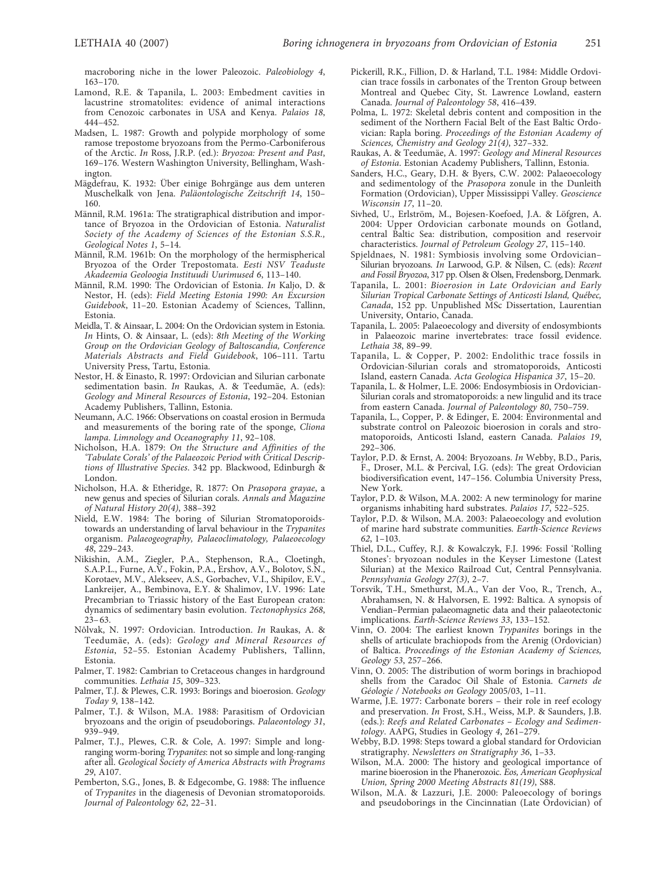macroboring niche in the lower Paleozoic. *Paleobiology 4*, 163–170.

Lamond, R.E. & Tapanila, L. 2003: Embedment cavities in lacustrine stromatolites: evidence of animal interactions from Cenozoic carbonates in USA and Kenya. *Palaios 18*, 444–452.

Madsen, L. 1987: Growth and polypide morphology of some ramose trepostome bryozoans from the Permo-Carboniferous of the Arctic. *In* Ross, J.R.P. (ed.): *Bryozoa: Present and Past*, 169–176. Western Washington University, Bellingham, Washington.

Mägdefrau, K. 1932: Über einige Bohrgänge aus dem unteren Muschelkalk von Jena. *Paläontologische Zeitschrift 14*, 150–160.

Männil, R.M. 1961a: The stratigraphical distribution and importance of Bryozoa in the Ordovician of Estonia. *Naturalist Society of the Academy of Sciences of the Estonian S.S.R., Geological Notes 1*, 5–14.

Männil, R.M. 1961b: On the morphology of the hermispherical Bryozoa of the Order Trepostomata. *Eesti NSV Teaduste Akadeemia Geoloogia Instituudi Uurimused 6*, 113–140.

Männil, R.M. 1990: The Ordovician of Estonia. *In* Kaljo, D. & Nestor, H. (eds): *Field Meeting Estonia 1990: An Excursion Guidebook*, 11–20. Estonian Academy of Sciences, Tallinn, Estonia.

Meidla, T. & Ainsaar, L. 2004: On the Ordovician system in Estonia. *In* Hints, O. & Ainsaar, L. (eds): *8th Meeting of the Working Group on the Ordovician Geology of Baltoscandia, Conference Materials Abstracts and Field Guidebook*, 106–111. Tartu University Press, Tartu, Estonia.

Nestor, H. & Einasto, R. 1997: Ordovician and Silurian carbonate sedimentation basin. *In* Raukas, A. & Teedumäe, A. (eds): *Geology and Mineral Resources of Estonia*, 192–204. Estonian Academy Publishers, Tallinn, Estonia.

Neumann, A.C. 1966: Observations on coastal erosion in Bermuda and measurements of the boring rate of the sponge, *Cliona lampa*. *Limnology and Oceanography 11*, 92–108.

Nicholson, H.A. 1879: *On the Structure and Affinities of the 'Tabulate Corals' of the Palaeozoic Period with Critical Descriptions of Illustrative Species*. 342 pp. Blackwood, Edinburgh & London.

Nicholson, H.A. & Etheridge, R. 1877: On *Prasopora grayae*, a new genus and species of Silurian corals. *Annals and Magazine of Natural History 20(4)*, 388–392

Nield, E.W. 1984: The boring of Silurian Stromatoporoids-towards an understanding of larval behaviour in the *Trypanites* organism. *Palaeogeography, Palaeoclimatology, Palaeoecology 48*, 229–243.

Nikishin, A.M., Ziegler, P.A., Stephenson, R.A., Cloetingh, S.A.P.L., Furne, A.V., Fokin, P.A., Ershov, A.V., Bolotov, S.N., Korotaev, M.V., Alekseev, A.S., Gorbachev, V.I., Shipilov, E.V., Lankreijer, A., Bembinova, E.Y. & Shalimov, I.V. 1996: Late Precambrian to Triassic history of the East European craton: dynamics of sedimentary basin evolution. *Tectonophysics 268*, 23–63.

Nõlvak, N. 1997: Ordovician. Introduction. *In* Raukas, A. & Teedumäe, A. (eds): *Geology and Mineral Resources of Estonia*, 52–55. Estonian Academy Publishers, Tallinn, Estonia.

Palmer, T. 1982: Cambrian to Cretaceous changes in hardground communities. *Lethaia 15*, 309–323.

Palmer, T.J. & Plewes, C.R. 1993: Borings and bioerosion. *Geology Today 9*, 138–142.

Palmer, T.J. & Wilson, M.A. 1988: Parasitism of Ordovician bryozoans and the origin of pseudoborings. *Palaeontology 31*, 939–949.

Palmer, T.J., Plewes, C.R. & Cole, A. 1997: Simple and long-ranging worm-boring *Trypanites*: not so simple and long-ranging after all. *Geological Society of America Abstracts with Programs 29*, A107.

Pemberton, S.G., Jones, B. & Edgecombe, G. 1988: The influence of *Trypanites* in the diagenesis of Devonian stromatoporoids. *Journal of Paleontology 62*, 22–31.

Pickerill, R.K., Fillion, D. & Harland, T.L. 1984: Middle Ordovician trace fossils in carbonates of the Trenton Group between Montreal and Quebec City, St. Lawrence Lowland, eastern Canada. *Journal of Paleontology 58*, 416–439.

Polma, L. 1972: Skeletal debris content and composition in the sediment of the Northern Facial Belt of the East Baltic Ordovician: Rapla boring. *Proceedings of the Estonian Academy of Sciences, Chemistry and Geology 21(4)*, 327–332.

Raukas, A. & Teedumäe, A. 1997: *Geology and Mineral Resources of Estonia*. Estonian Academy Publishers, Tallinn, Estonia.

Sanders, H.C., Geary, D.H. & Byers, C.W. 2002: Palaeoecology and sedimentology of the *Prasopora* zonule in the Dunleith Formation (Ordovician), Upper Mississippi Valley. *Geoscience Wisconsin 17*, 11–20.

Sivhed, U., Erlström, M., Bojesen-Koefoed, J.A. & Löfgren, A. 2004: Upper Ordovician carbonate mounds on Gotland, central Baltic Sea: distribution, composition and reservoir characteristics. *Journal of Petroleum Geology 27*, 115–140.

Spjeldnaes, N. 1981: Symbiosis involving some Ordovician–Silurian bryozoans. *In* Larwood, G.P. & Nilsen, C. (eds): *Recent and Fossil Bryozoa*, 317 pp. Olsen & Olsen, Fredensborg, Denmark.

Tapanila, L. 2001: *Bioerosion in Late Ordovician and Early Silurian Tropical Carbonate Settings of Anticosti Island, Québec, Canada*, 152 pp. Unpublished MSc Dissertation, Laurentian University, Ontario, Canada.

Tapanila, L. 2005: Palaeoecology and diversity of endosymbionts in Palaeozoic marine invertebrates: trace fossil evidence. *Lethaia 38*, 89–99.

Tapanila, L. & Copper, P. 2002: Endolithic trace fossils in Ordovician-Silurian corals and stromatoporoids, Anticosti Island, eastern Canada. *Acta Geologica Hispanica 37*, 15–20.

Tapanila, L. & Holmer, L.E. 2006: Endosymbiosis in Ordovician-Silurian corals and stromatoporoids: a new lingulid and its trace from eastern Canada. *Journal of Paleontology 80*, 750–759.

Tapanila, L., Copper, P. & Edinger, E. 2004: Environmental and substrate control on Paleozoic bioerosion in corals and stromatoporoids, Anticosti Island, eastern Canada. *Palaios 19*, 292–306.

Taylor, P.D. & Ernst, A. 2004: Bryozoans. *In* Webby, B.D., Paris, F., Droser, M.L. & Percival, I.G. (eds): The great Ordovician biodiversification event, 147–156. Columbia University Press, New York.

Taylor, P.D. & Wilson, M.A. 2002: A new terminology for marine organisms inhabiting hard substrates. *Palaios 17*, 522–525.

Taylor, P.D. & Wilson, M.A. 2003: Palaeoecology and evolution of marine hard substrate communities. *Earth-Science Reviews 62*, 1–103.

Thiel, D.L., Cuffey, R.J. & Kowalczyk, F.J. 1996: Fossil 'Rolling Stones': bryozoan nodules in the Keyser Limestone (Latest Silurian) at the Mexico Railroad Cut, Central Pennsylvania. *Pennsylvania Geology 27(3)*, 2–7.

Torsvik, T.H., Smethurst, M.A., Van der Voo, R., Trench, A., Abrahamsen, N. & Halvorsen, E. 1992: Baltica. A synopsis of Vendian–Permian palaeomagnetic data and their palaeotectonic implications. *Earth-Science Reviews 33*, 133–152.

Vinn, O. 2004: The earliest known *Trypanites* borings in the shells of articulate brachiopods from the Arenig (Ordovician) of Baltica. *Proceedings of the Estonian Academy of Sciences, Geology 53*, 257–266.

Vinn, O. 2005: The distribution of worm borings in brachiopod shells from the Caradoc Oil Shale of Estonia. *Carnets de Géologie / Notebooks on Geology* 2005/03, 1–11.

Warme, J.E. 1977: Carbonate borers – their role in reef ecology and preservation. *In* Frost, S.H., Weiss, M.P. & Saunders, J.B. (eds.): *Reefs and Related Carbonates – Ecology and Sedimentology*. AAPG, Studies in Geology *4*, 261–279.

Webby, B.D. 1998: Steps toward a global standard for Ordovician stratigraphy. *Newsletters on Stratigraphy 36*, 1–33.

Wilson, M.A. 2000: The history and geological importance of marine bioerosion in the Phanerozoic. *Eos, American Geophysical Union, Spring 2000 Meeting Abstracts 81(19)*, S88.

Wilson, M.A. & Lazzuri, J.E. 2000: Paleoecology of borings and pseudoborings in the Cincinnatian (Late Ordovician) of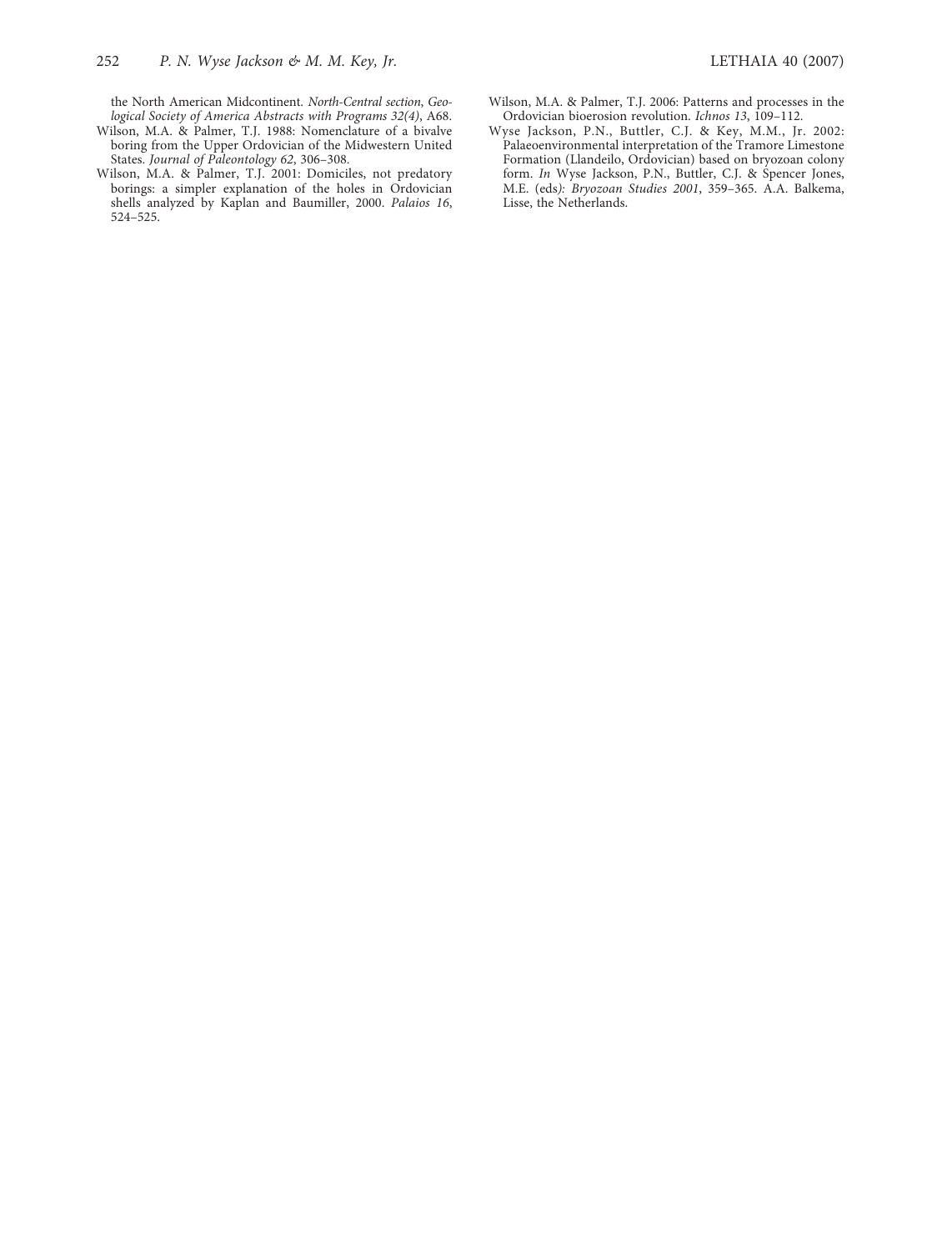the North American Midcontinent. *North-Central section, Geological Society of America Abstracts with Programs 32(4)*, A68.

Wilson, M.A. & Palmer, T.J. 1988: Nomenclature of a bivalve boring from the Upper Ordovician of the Midwestern United States. *Journal of Paleontology 62*, 306–308.

Wilson, M.A. & Palmer, T.J. 2001: Domiciles, not predatory borings: a simpler explanation of the holes in Ordovician shells analyzed by Kaplan and Baumiller, 2000. *Palaios 16*, 524–525.

Wilson, M.A. & Palmer, T.J. 2006: Patterns and processes in the Ordovician bioerosion revolution. *Ichnos 13*, 109–112.

Wyse Jackson, P.N., Buttler, C.J. & Key, M.M., Jr. 2002: Palaeoenvironmental interpretation of the Tramore Limestone Formation (Llandeilo, Ordovician) based on bryozoan colony form. *In* Wyse Jackson, P.N., Buttler, C.J. & Spencer Jones, M.E. (eds*): Bryozoan Studies 2001*, 359–365. A.A. Balkema, Lisse, the Netherlands.